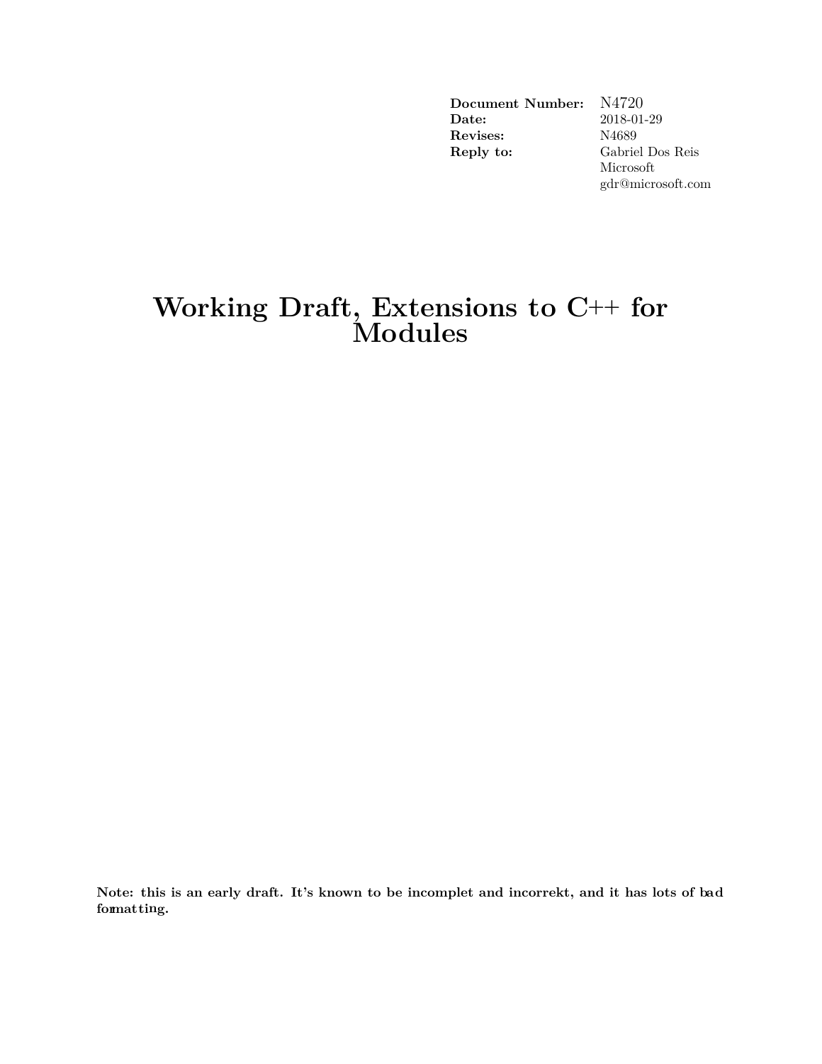| | |
|---|---|
| **Document Number:** | N4720 |
| **Date:** | 2018-01-29 |
| **Revises:** | N4689 |
| **Reply to:** | Gabriel Dos Reis<br>Microsoft<br>gdr@microsoft.com |

# Working Draft, Extensions to C++ for Modules

**Note: this is an early draft. It's known to be incomplet and incorrekt, and it has lots of bad formatting.**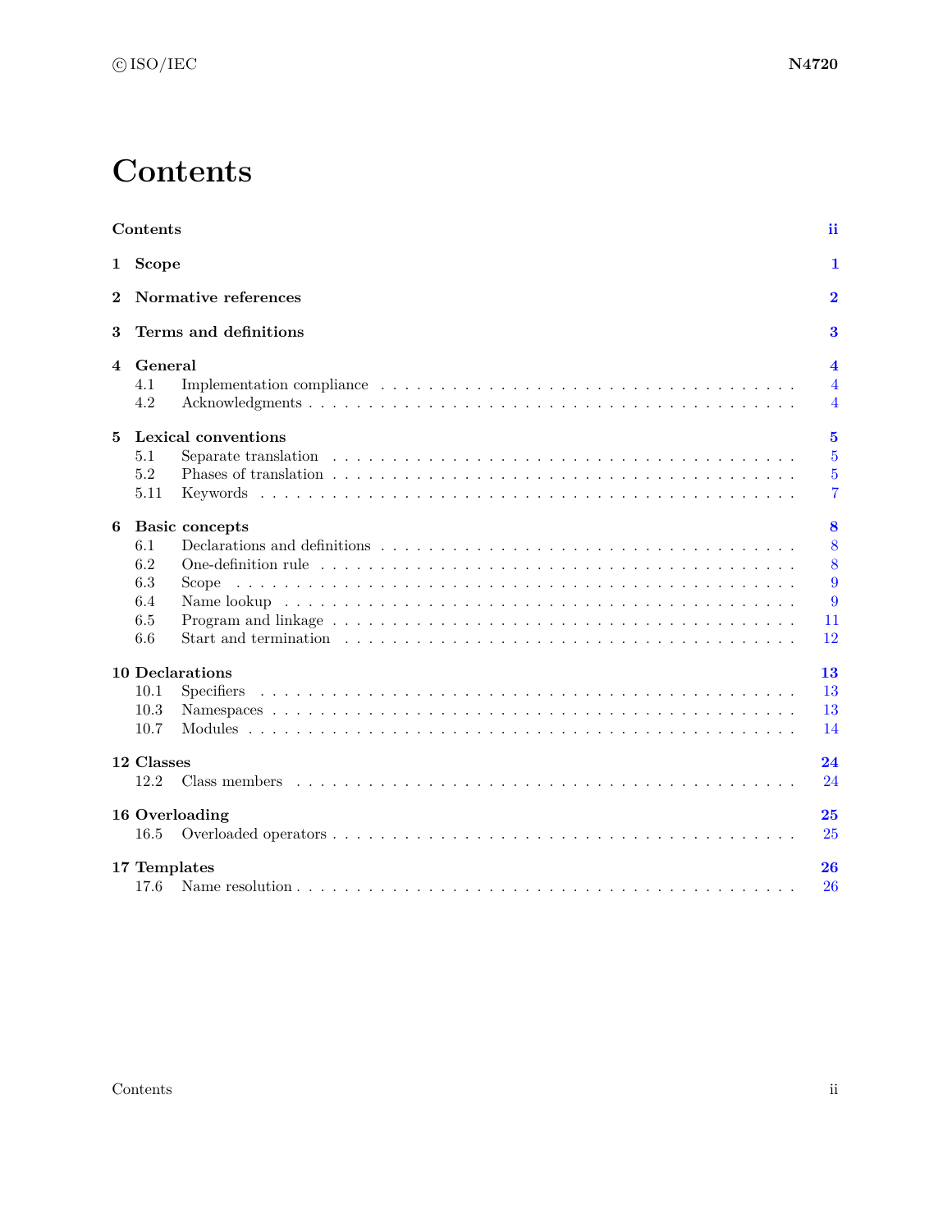# Contents

**Contents** **ii**

**1 Scope** **1**

**2 Normative references** **2**

**3 Terms and definitions** **3**

**4 General** **4**

- 4.1 Implementation compliance . . . . . . . . . . 4
- 4.2 Acknowledgments . . . . . . . . . . 4

**5 Lexical conventions** **5**

- 5.1 Separate translation . . . . . . . . . . 5
- 5.2 Phases of translation . . . . . . . . . . 5
- 5.11 Keywords . . . . . . . . . . 7

**6 Basic concepts** **8**

- 6.1 Declarations and definitions . . . . . . . . . . 8
- 6.2 One-definition rule . . . . . . . . . . 8
- 6.3 Scope . . . . . . . . . . 9
- 6.4 Name lookup . . . . . . . . . . 9
- 6.5 Program and linkage . . . . . . . . . . 11
- 6.6 Start and termination . . . . . . . . . . 12

**10 Declarations** **13**

- 10.1 Specifiers . . . . . . . . . . 13
- 10.3 Namespaces . . . . . . . . . . 13
- 10.7 Modules . . . . . . . . . . 14

**12 Classes** **24**

- 12.2 Class members . . . . . . . . . . 24

**16 Overloading** **25**

- 16.5 Overloaded operators . . . . . . . . . . 25

**17 Templates** **26**

- 17.6 Name resolution . . . . . . . . . . 26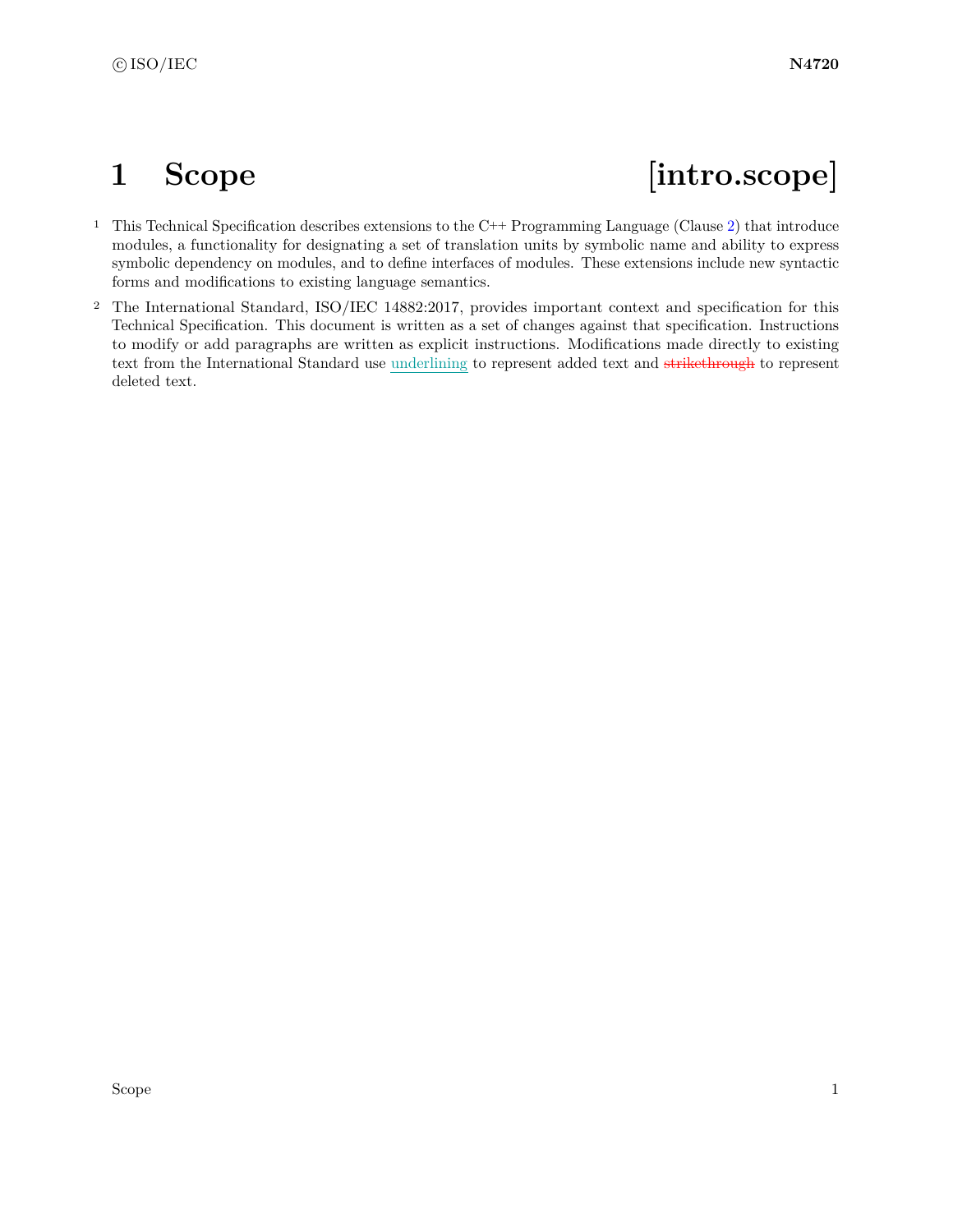# 1 Scope [intro.scope]

1 This Technical Specification describes extensions to the C++ Programming Language (Clause 2) that introduce modules, a functionality for designating a set of translation units by symbolic name and ability to express symbolic dependency on modules, and to define interfaces of modules. These extensions include new syntactic forms and modifications to existing language semantics.

2 The International Standard, ISO/IEC 14882:2017, provides important context and specification for this Technical Specification. This document is written as a set of changes against that specification. Instructions to modify or add paragraphs are written as explicit instructions. Modifications made directly to existing text from the International Standard use underlining to represent added text and ~~strikethrough~~ to represent deleted text.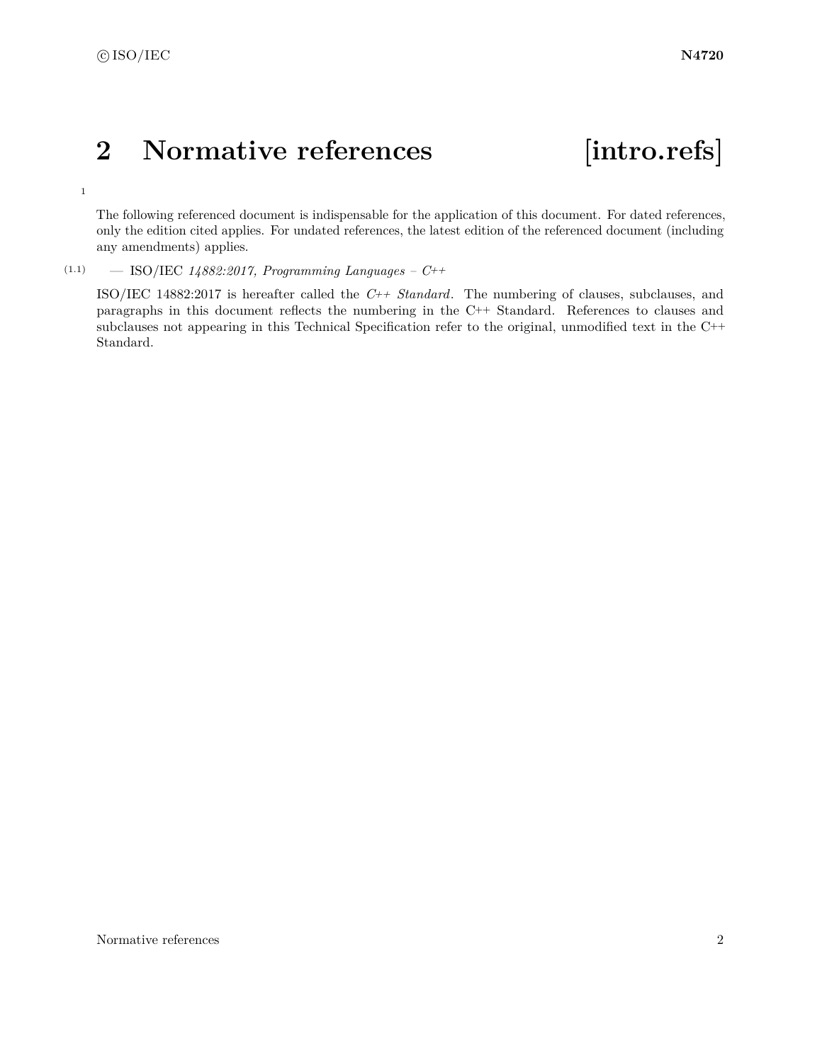# 2 Normative references [intro.refs]

1 The following referenced document is indispensable for the application of this document. For dated references, only the edition cited applies. For undated references, the latest edition of the referenced document (including any amendments) applies.

(1.1) — ISO/IEC *14882:2017, Programming Languages – C++*

ISO/IEC 14882:2017 is hereafter called the *C++ Standard*. The numbering of clauses, subclauses, and paragraphs in this document reflects the numbering in the C++ Standard. References to clauses and subclauses not appearing in this Technical Specification refer to the original, unmodified text in the C++ Standard.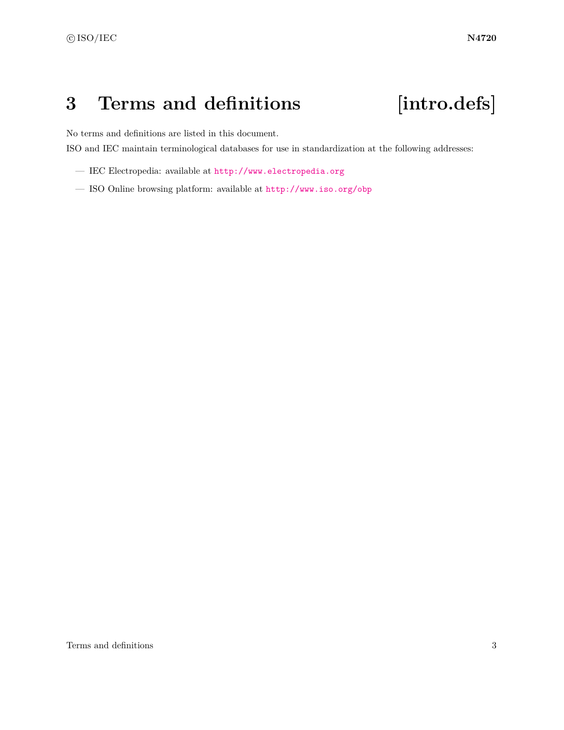# 3 Terms and definitions [intro.defs]

No terms and definitions are listed in this document.

ISO and IEC maintain terminological databases for use in standardization at the following addresses:

— IEC Electropedia: available at http://www.electropedia.org

— ISO Online browsing platform: available at http://www.iso.org/obp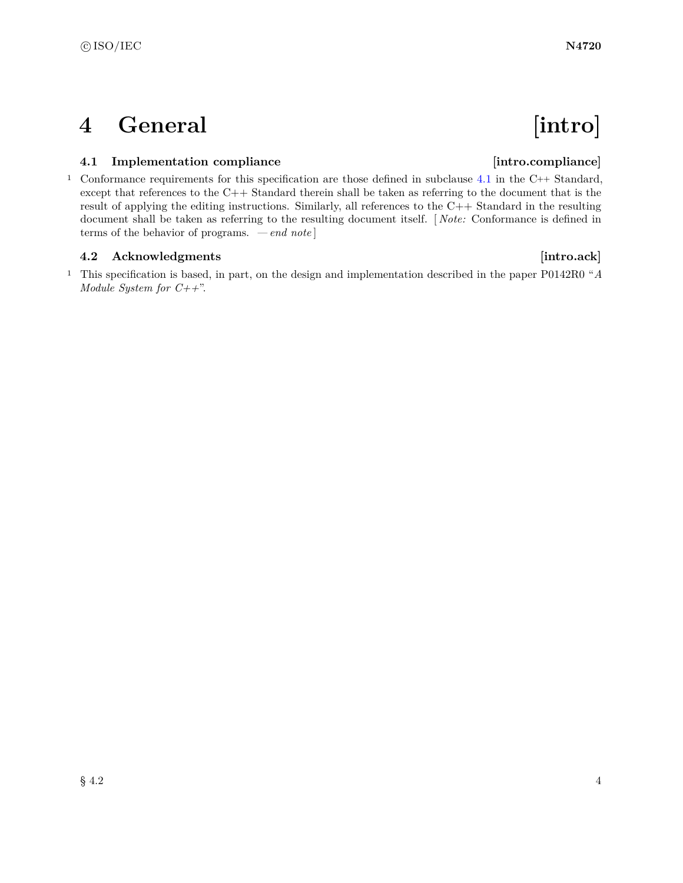# 4 General [intro]

## 4.1 Implementation compliance [intro.compliance]

1 Conformance requirements for this specification are those defined in subclause 4.1 in the C++ Standard, except that references to the C++ Standard therein shall be taken as referring to the document that is the result of applying the editing instructions. Similarly, all references to the C++ Standard in the resulting document shall be taken as referring to the resulting document itself. [ *Note:* Conformance is defined in terms of the behavior of programs. — *end note* ]

## 4.2 Acknowledgments [intro.ack]

1 This specification is based, in part, on the design and implementation described in the paper P0142R0 "*A Module System for C++*".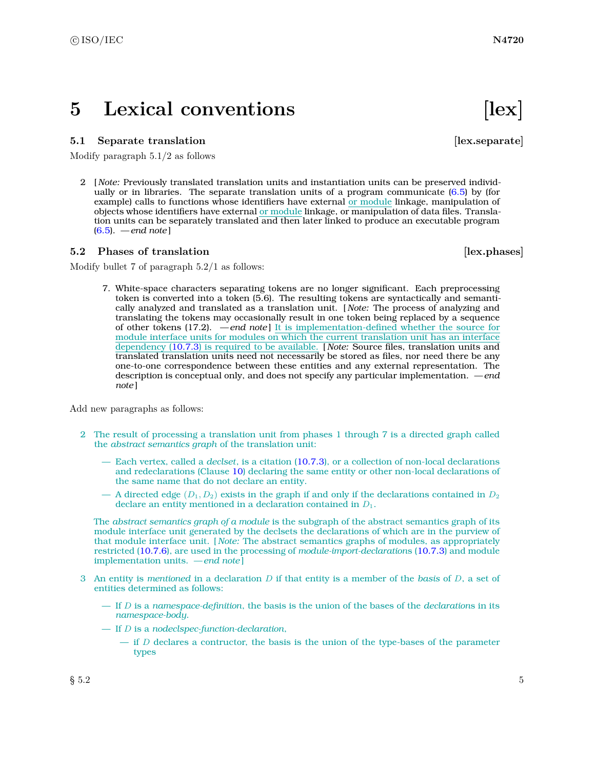# 5 Lexical conventions [lex]

## 5.1 Separate translation [lex.separate]

Modify paragraph 5.1/2 as follows

2 [*Note:* Previously translated translation units and instantiation units can be preserved individually or in libraries. The separate translation units of a program communicate (6.5) by (for example) calls to functions whose identifiers have external or module linkage, manipulation of objects whose identifiers have external or module linkage, or manipulation of data files. Translation units can be separately translated and then later linked to produce an executable program (6.5). *— end note*]

## 5.2 Phases of translation [lex.phases]

Modify bullet 7 of paragraph 5.2/1 as follows:

7. White-space characters separating tokens are no longer significant. Each preprocessing token is converted into a token (5.6). The resulting tokens are syntactically and semantically analyzed and translated as a translation unit. [*Note:* The process of analyzing and translating the tokens may occasionally result in one token being replaced by a sequence of other tokens (17.2). *— end note*] It is implementation-defined whether the source for module interface units for modules on which the current translation unit has an interface dependency (10.7.3) is required to be available. [*Note:* Source files, translation units and translated translation units need not necessarily be stored as files, nor need there be any one-to-one correspondence between these entities and any external representation. The description is conceptual only, and does not specify any particular implementation. *— end note*]

Add new paragraphs as follows:

2 The result of processing a translation unit from phases 1 through 7 is a directed graph called the *abstract semantics graph* of the translation unit:

- Each vertex, called a *declset*, is a citation (10.7.3), or a collection of non-local declarations and redeclarations (Clause 10) declaring the same entity or other non-local declarations of the same name that do not declare an entity.
- A directed edge $(D_1, D_2)$ exists in the graph if and only if the declarations contained in $D_2$ declare an entity mentioned in a declaration contained in $D_1$.

The *abstract semantics graph of a module* is the subgraph of the abstract semantics graph of its module interface unit generated by the declsets the declarations of which are in the purview of that module interface unit. [*Note:* The abstract semantics graphs of modules, as appropriately restricted (10.7.6), are used in the processing of *module-import-declarations* (10.7.3) and module implementation units. *— end note*]

3 An entity is *mentioned* in a declaration $D$ if that entity is a member of the *basis* of $D$, a set of entities determined as follows:

- If $D$ is a *namespace-definition*, the basis is the union of the bases of the *declarations* in its *namespace-body*.
- If $D$ is a *nodeclspec-function-declaration*,
  - if $D$ declares a contructor, the basis is the union of the type-bases of the parameter types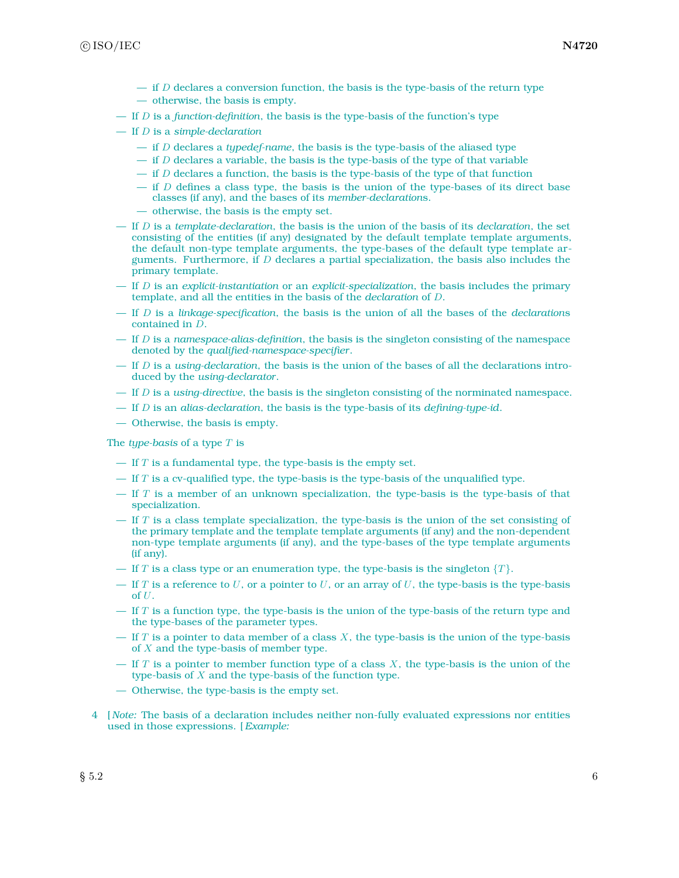- if $D$ declares a conversion function, the basis is the type-basis of the return type
  - otherwise, the basis is empty.
- If $D$ is a *function-definition*, the basis is the type-basis of the function's type
- If $D$ is a *simple-declaration*
  - if $D$ declares a *typedef-name*, the basis is the type-basis of the aliased type
  - if $D$ declares a variable, the basis is the type-basis of the type of that variable
  - if $D$ declares a function, the basis is the type-basis of the type of that function
  - if $D$ defines a class type, the basis is the union of the type-bases of its direct base classes (if any), and the bases of its *member-declarations*.
  - otherwise, the basis is the empty set.
- If $D$ is a *template-declaration*, the basis is the union of the basis of its *declaration*, the set consisting of the entities (if any) designated by the default template template arguments, the default non-type template arguments, the type-bases of the default type template arguments. Furthermore, if $D$ declares a partial specialization, the basis also includes the primary template.
- If $D$ is an *explicit-instantiation* or an *explicit-specialization*, the basis includes the primary template, and all the entities in the basis of the *declaration* of $D$.
- If $D$ is a *linkage-specification*, the basis is the union of all the bases of the *declarations* contained in $D$.
- If $D$ is a *namespace-alias-definition*, the basis is the singleton consisting of the namespace denoted by the *qualified-namespace-specifier*.
- If $D$ is a *using-declaration*, the basis is the union of the bases of all the declarations introduced by the *using-declarator*.
- If $D$ is a *using-directive*, the basis is the singleton consisting of the norminated namespace.
- If $D$ is an *alias-declaration*, the basis is the type-basis of its *defining-type-id*.
- Otherwise, the basis is empty.

The *type-basis* of a type $T$ is

- If $T$ is a fundamental type, the type-basis is the empty set.
- If $T$ is a cv-qualified type, the type-basis is the type-basis of the unqualified type.
- If $T$ is a member of an unknown specialization, the type-basis is the type-basis of that specialization.
- If $T$ is a class template specialization, the type-basis is the union of the set consisting of the primary template and the template template arguments (if any) and the non-dependent non-type template arguments (if any), and the type-bases of the type template arguments (if any).
- If $T$ is a class type or an enumeration type, the type-basis is the singleton $\{T\}$.
- If $T$ is a reference to $U$, or a pointer to $U$, or an array of $U$, the type-basis is the type-basis of $U$.
- If $T$ is a function type, the type-basis is the union of the type-basis of the return type and the type-bases of the parameter types.
- If $T$ is a pointer to data member of a class $X$, the type-basis is the union of the type-basis of $X$ and the type-basis of member type.
- If $T$ is a pointer to member function type of a class $X$, the type-basis is the union of the type-basis of $X$ and the type-basis of the function type.
- Otherwise, the type-basis is the empty set.

4 [ *Note:* The basis of a declaration includes neither non-fully evaluated expressions nor entities used in those expressions. [ *Example:*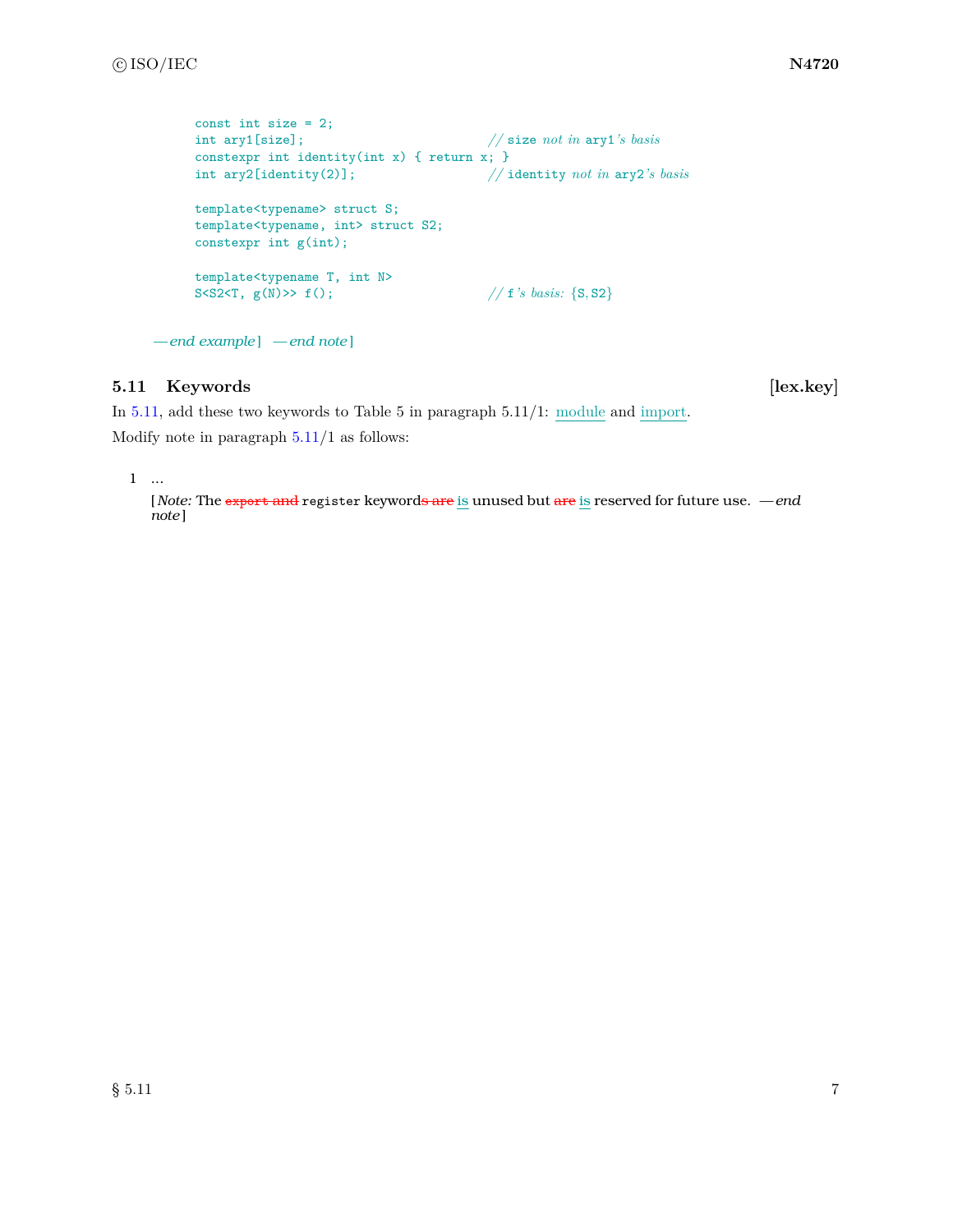```
const int size = 2;
int ary1[size];                           // size not in ary1's basis
constexpr int identity(int x) { return x; }
int ary2[identity(2)];                    // identity not in ary2's basis

template<typename> struct S;
template<typename, int> struct S2;
constexpr int g(int);

template<typename T, int N>
S<S2<T, g(N)>> f();                       // f's basis: {S, S2}
```

*— end example* ] *— end note* ]

### 5.11 Keywords [lex.key]

In 5.11, add these two keywords to Table 5 in paragraph 5.11/1: module and import.

Modify note in paragraph 5.11/1 as follows:

1 ...

[ *Note:* The ~~export and~~ register keyword~~s are~~ is unused but ~~are~~ is reserved for future use. *— end note* ]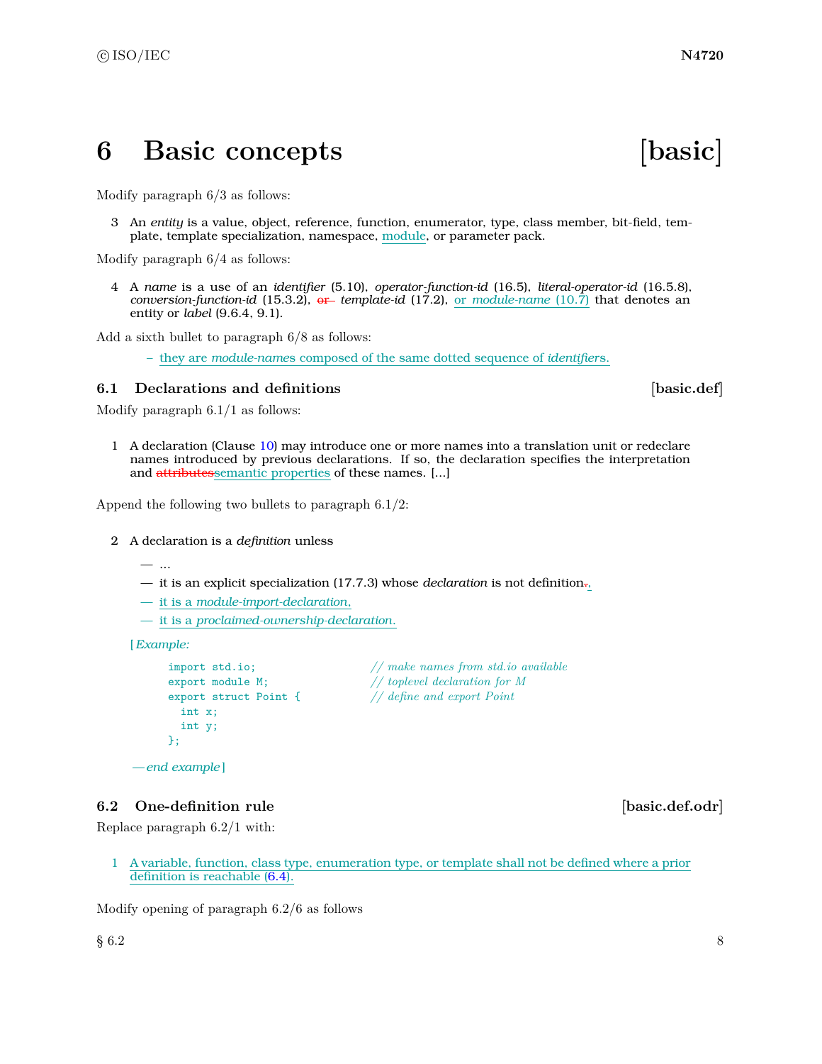# 6 Basic concepts [basic]

Modify paragraph 6/3 as follows:

3 An *entity* is a value, object, reference, function, enumerator, type, class member, bit-field, template, template specialization, namespace, module, or parameter pack.

Modify paragraph 6/4 as follows:

4 A *name* is a use of an *identifier* (5.10), *operator-function-id* (16.5), *literal-operator-id* (16.5.8), *conversion-function-id* (15.3.2), ~~or~~ *template-id* (17.2), or *module-name* (10.7) that denotes an entity or *label* (9.6.4, 9.1).

Add a sixth bullet to paragraph 6/8 as follows:

– they are *module-name*s composed of the same dotted sequence of *identifier*s.

## 6.1 Declarations and definitions [basic.def]

Modify paragraph 6.1/1 as follows:

1 A declaration (Clause 10) may introduce one or more names into a translation unit or redeclare names introduced by previous declarations. If so, the declaration specifies the interpretation and ~~attributes~~semantic properties of these names. [...]

Append the following two bullets to paragraph 6.1/2:

2 A declaration is a *definition* unless

— ...

— it is an explicit specialization (17.7.3) whose *declaration* is not definition~~.~~,

— it is a *module-import-declaration*,

— it is a *proclaimed-ownership-declaration*.

[*Example:*

```
import std.io;              // make names from std.io available
export module M;            // toplevel declaration for M
export struct Point {       // define and export Point
  int x;
  int y;
};
```

*— end example*]

## 6.2 One-definition rule [basic.def.odr]

Replace paragraph 6.2/1 with:

1 A variable, function, class type, enumeration type, or template shall not be defined where a prior definition is reachable (6.4).

Modify opening of paragraph 6.2/6 as follows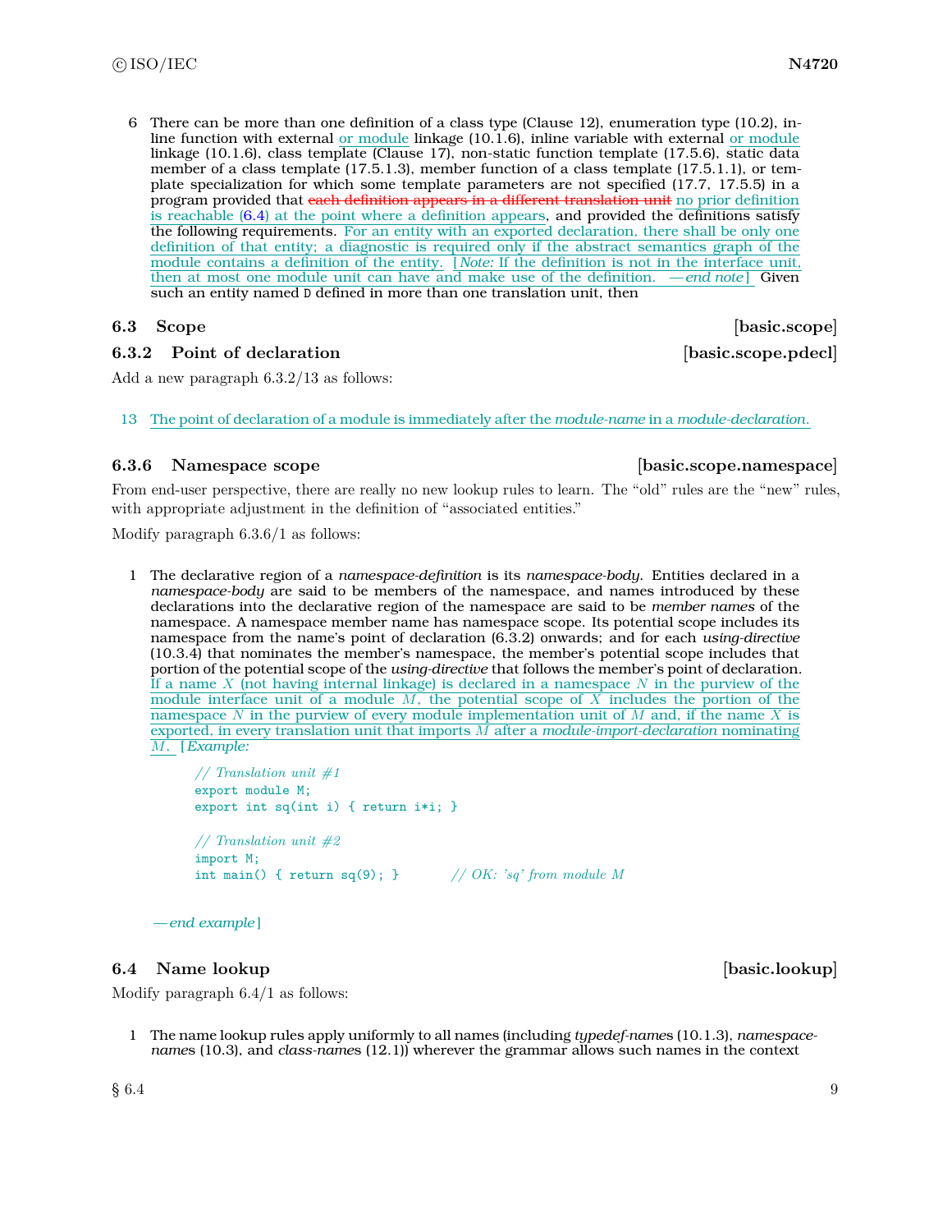6 There can be more than one definition of a class type (Clause 12), enumeration type (10.2), inline function with external or module linkage (10.1.6), inline variable with external or module linkage (10.1.6), class template (Clause 17), non-static function template (17.5.6), static data member of a class template (17.5.1.3), member function of a class template (17.5.1.1), or template specialization for which some template parameters are not specified (17.7, 17.5.5) in a program provided that ~~each definition appears in a different translation unit~~ no prior definition is reachable (6.4) at the point where a definition appears, and provided the definitions satisfy the following requirements. For an entity with an exported declaration, there shall be only one definition of that entity; a diagnostic is required only if the abstract semantics graph of the module contains a definition of the entity. [*Note:* If the definition is not in the interface unit, then at most one module unit can have and make use of the definition. —*end note*] Given such an entity named D defined in more than one translation unit, then

## 6.3 Scope [basic.scope]

### 6.3.2 Point of declaration [basic.scope.pdecl]

Add a new paragraph 6.3.2/13 as follows:

13 The point of declaration of a module is immediately after the *module-name* in a *module-declaration*.

### 6.3.6 Namespace scope [basic.scope.namespace]

From end-user perspective, there are really no new lookup rules to learn. The "old" rules are the "new" rules, with appropriate adjustment in the definition of "associated entities."

Modify paragraph 6.3.6/1 as follows:

1 The declarative region of a *namespace-definition* is its *namespace-body*. Entities declared in a *namespace-body* are said to be members of the namespace, and names introduced by these declarations into the declarative region of the namespace are said to be *member names* of the namespace. A namespace member name has namespace scope. Its potential scope includes its namespace from the name's point of declaration (6.3.2) onwards; and for each *using-directive* (10.3.4) that nominates the member's namespace, the member's potential scope includes that portion of the potential scope of the *using-directive* that follows the member's point of declaration. If a name $X$ (not having internal linkage) is declared in a namespace $N$ in the purview of the module interface unit of a module $M$, the potential scope of $X$ includes the portion of the namespace $N$ in the purview of every module implementation unit of $M$ and, if the name $X$ is exported, in every translation unit that imports $M$ after a *module-import-declaration* nominating $M$. [*Example:*

```
// Translation unit #1
export module M;
export int sq(int i) { return i*i; }

// Translation unit #2
import M;
int main() { return sq(9); }        // OK: 'sq' from module M
```

—*end example*]

## 6.4 Name lookup [basic.lookup]

Modify paragraph 6.4/1 as follows:

1 The name lookup rules apply uniformly to all names (including *typedef-names* (10.1.3), *namespace-names* (10.3), and *class-names* (12.1)) wherever the grammar allows such names in the context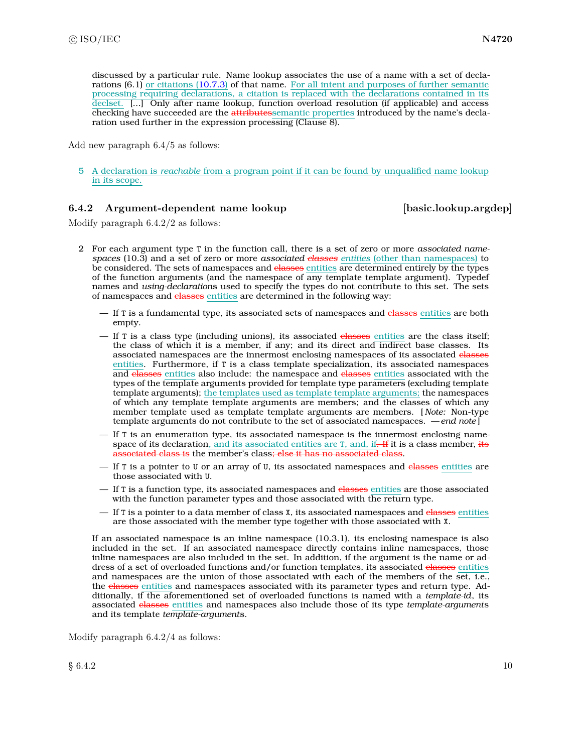discussed by a particular rule. Name lookup associates the use of a name with a set of declarations (6.1) or citations (10.7.3) of that name. For all intent and purposes of further semantic processing requiring declarations, a citation is replaced with the declarations contained in its declset. [...] Only after name lookup, function overload resolution (if applicable) and access checking have succeeded are the ~~attributes~~semantic properties introduced by the name's declaration used further in the expression processing (Clause 8).

Add new paragraph 6.4/5 as follows:

5 A declaration is *reachable* from a program point if it can be found by unqualified name lookup in its scope.

### 6.4.2 Argument-dependent name lookup [basic.lookup.argdep]

Modify paragraph 6.4.2/2 as follows:

2 For each argument type `T` in the function call, there is a set of zero or more *associated namespaces* (10.3) and a set of zero or more *associated* ~~*classes*~~ *entities* (other than namespaces) to be considered. The sets of namespaces and ~~classes~~ entities are determined entirely by the types of the function arguments (and the namespace of any template template argument). Typedef names and *using-declaration*s used to specify the types do not contribute to this set. The sets of namespaces and ~~classes~~ entities are determined in the following way:

- If `T` is a fundamental type, its associated sets of namespaces and ~~classes~~ entities are both empty.
- If `T` is a class type (including unions), its associated ~~classes~~ entities are the class itself; the class of which it is a member, if any; and its direct and indirect base classes. Its associated namespaces are the innermost enclosing namespaces of its associated ~~classes~~ entities. Furthermore, if `T` is a class template specialization, its associated namespaces and ~~classes~~ entities also include: the namespace and ~~classes~~ entities associated with the types of the template arguments provided for template type parameters (excluding template template arguments); the templates used as template template arguments; the namespaces of which any template template arguments are members; and the classes of which any member template used as template template arguments are members. [ *Note:* Non-type template arguments do not contribute to the set of associated namespaces. — *end note* ]
- If `T` is an enumeration type, its associated namespace is the innermost enclosing namespace of its declaration, and its associated entities are `T`, and, if~~. If~~ it is a class member, ~~its associated class is~~ the member's class~~; else it has no associated class~~.
- If `T` is a pointer to `U` or an array of `U`, its associated namespaces and ~~classes~~ entities are those associated with `U`.
- If `T` is a function type, its associated namespaces and ~~classes~~ entities are those associated with the function parameter types and those associated with the return type.
- If `T` is a pointer to a data member of class `X`, its associated namespaces and ~~classes~~ entities are those associated with the member type together with those associated with `X`.

If an associated namespace is an inline namespace (10.3.1), its enclosing namespace is also included in the set. If an associated namespace directly contains inline namespaces, those inline namespaces are also included in the set. In addition, if the argument is the name or address of a set of overloaded functions and/or function templates, its associated ~~classes~~ entities and namespaces are the union of those associated with each of the members of the set, i.e., the ~~classes~~ entities and namespaces associated with its parameter types and return type. Additionally, if the aforementioned set of overloaded functions is named with a *template-id*, its associated ~~classes~~ entities and namespaces also include those of its type *template-argument*s and its template *template-argument*s.

Modify paragraph 6.4.2/4 as follows: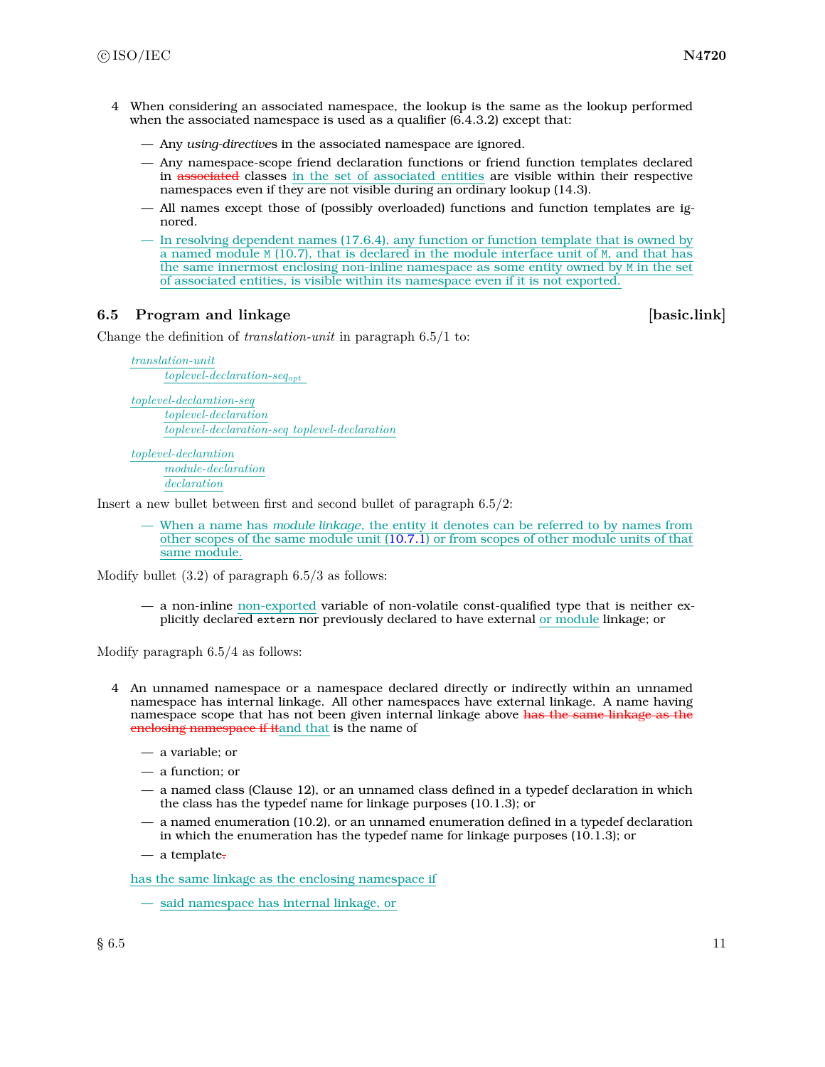4 When considering an associated namespace, the lookup is the same as the lookup performed when the associated namespace is used as a qualifier (6.4.3.2) except that:

- Any *using-directive*s in the associated namespace are ignored.
- Any namespace-scope friend declaration functions or friend function templates declared in ~~associated~~ classes in the set of associated entities are visible within their respective namespaces even if they are not visible during an ordinary lookup (14.3).
- All names except those of (possibly overloaded) functions and function templates are ignored.
- In resolving dependent names (17.6.4), any function or function template that is owned by a named module `M` (10.7), that is declared in the module interface unit of `M`, and that has the same innermost enclosing non-inline namespace as some entity owned by `M` in the set of associated entities, is visible within its namespace even if it is not exported.

### 6.5 Program and linkage [basic.link]

Change the definition of *translation-unit* in paragraph 6.5/1 to:

*translation-unit*
&nbsp;&nbsp;&nbsp;&nbsp;*toplevel-declaration-seq*$_{opt}$

*toplevel-declaration-seq*
&nbsp;&nbsp;&nbsp;&nbsp;*toplevel-declaration*
&nbsp;&nbsp;&nbsp;&nbsp;*toplevel-declaration-seq toplevel-declaration*

*toplevel-declaration*
&nbsp;&nbsp;&nbsp;&nbsp;*module-declaration*
&nbsp;&nbsp;&nbsp;&nbsp;*declaration*

Insert a new bullet between first and second bullet of paragraph 6.5/2:

- When a name has *module linkage*, the entity it denotes can be referred to by names from other scopes of the same module unit (10.7.1) or from scopes of other module units of that same module.

Modify bullet (3.2) of paragraph 6.5/3 as follows:

- a non-inline non-exported variable of non-volatile const-qualified type that is neither explicitly declared `extern` nor previously declared to have external or module linkage; or

Modify paragraph 6.5/4 as follows:

4 An unnamed namespace or a namespace declared directly or indirectly within an unnamed namespace has internal linkage. All other namespaces have external linkage. A name having namespace scope that has not been given internal linkage above ~~has the same linkage as the enclosing namespace if it~~and that is the name of

- a variable; or
- a function; or
- a named class (Clause 12), or an unnamed class defined in a typedef declaration in which the class has the typedef name for linkage purposes (10.1.3); or
- a named enumeration (10.2), or an unnamed enumeration defined in a typedef declaration in which the enumeration has the typedef name for linkage purposes (10.1.3); or
- a template~~.~~

has the same linkage as the enclosing namespace if

- said namespace has internal linkage, or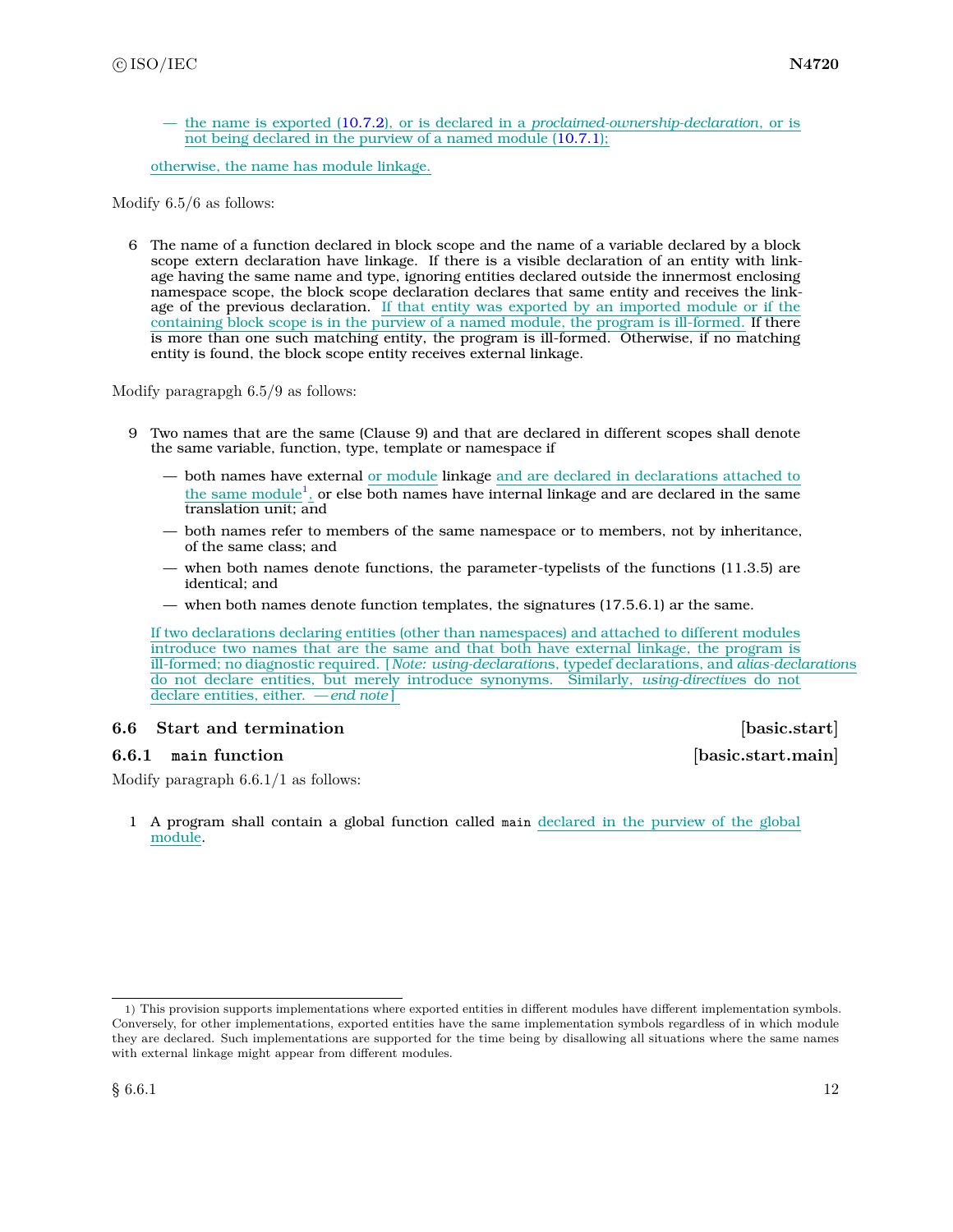— the name is exported (10.7.2), or is declared in a *proclaimed-ownership-declaration*, or is not being declared in the purview of a named module (10.7.1);

otherwise, the name has module linkage.

Modify 6.5/6 as follows:

6 The name of a function declared in block scope and the name of a variable declared by a block scope extern declaration have linkage. If there is a visible declaration of an entity with linkage having the same name and type, ignoring entities declared outside the innermost enclosing namespace scope, the block scope declaration declares that same entity and receives the linkage of the previous declaration. If that entity was exported by an imported module or if the containing block scope is in the purview of a named module, the program is ill-formed. If there is more than one such matching entity, the program is ill-formed. Otherwise, if no matching entity is found, the block scope entity receives external linkage.

Modify paragrapgh 6.5/9 as follows:

9 Two names that are the same (Clause 9) and that are declared in different scopes shall denote the same variable, function, type, template or namespace if

- both names have external or module linkage and are declared in declarations attached to the same module[1], or else both names have internal linkage and are declared in the same translation unit; and
- both names refer to members of the same namespace or to members, not by inheritance, of the same class; and
- when both names denote functions, the parameter-typelists of the functions (11.3.5) are identical; and
- when both names denote function templates, the signatures (17.5.6.1) ar the same.

If two declarations declaring entities (other than namespaces) and attached to different modules introduce two names that are the same and that both have external linkage, the program is ill-formed; no diagnostic required. [*Note: using-declaration*s, typedef declarations, and *alias-declarations* do not declare entities, but merely introduce synonyms. Similarly, *using-directive*s do not declare entities, either. — *end note*]

## 6.6 Start and termination [basic.start]

### 6.6.1 `main` function [basic.start.main]

Modify paragraph 6.6.1/1 as follows:

1 A program shall contain a global function called `main` declared in the purview of the global module.

---

1) This provision supports implementations where exported entities in different modules have different implementation symbols. Conversely, for other implementations, exported entities have the same implementation symbols regardless of in which module they are declared. Such implementations are supported for the time being by disallowing all situations where the same names with external linkage might appear from different modules.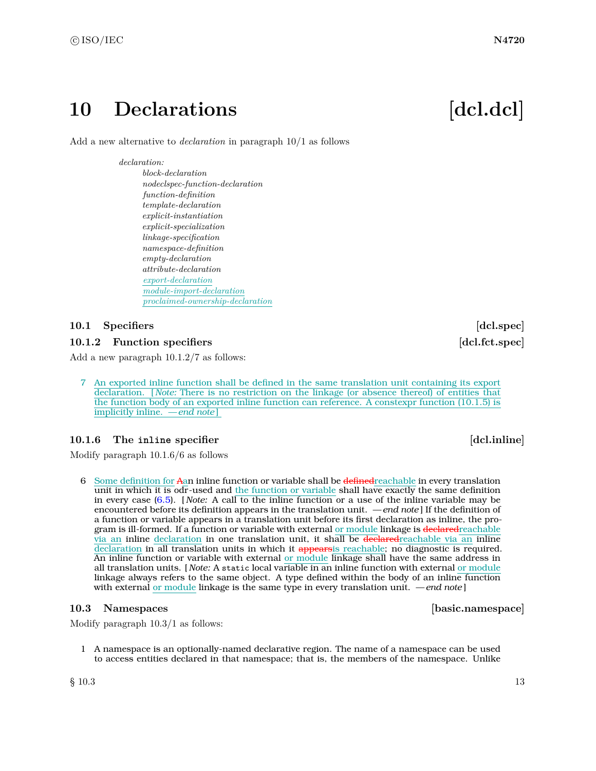# 10 Declarations [dcl.dcl]

Add a new alternative to *declaration* in paragraph 10/1 as follows

> *declaration:*
> *block-declaration*
> *nodeclspec-function-declaration*
> *function-definition*
> *template-declaration*
> *explicit-instantiation*
> *explicit-specialization*
> *linkage-specification*
> *namespace-definition*
> *empty-declaration*
> *attribute-declaration*
> *export-declaration*
> *module-import-declaration*
> *proclaimed-ownership-declaration*

## 10.1 Specifiers [dcl.spec]

### 10.1.2 Function specifiers [dcl.fct.spec]

Add a new paragraph 10.1.2/7 as follows:

7 An exported inline function shall be defined in the same translation unit containing its export declaration. [ *Note:* There is no restriction on the linkage (or absence thereof) of entities that the function body of an exported inline function can reference. A constexpr function (10.1.5) is implicitly inline. — *end note* ]

### 10.1.6 The `inline` specifier [dcl.inline]

Modify paragraph 10.1.6/6 as follows

6 Some definition for ~~A~~an inline function or variable shall be ~~defined~~reachable in every translation unit in which it is odr-used and the function or variable shall have exactly the same definition in every case (6.5). [ *Note:* A call to the inline function or a use of the inline variable may be encountered before its definition appears in the translation unit. — *end note* ] If the definition of a function or variable appears in a translation unit before its first declaration as inline, the program is ill-formed. If a function or variable with external or module linkage is ~~declared~~reachable via an inline declaration in one translation unit, it shall be ~~declared~~reachable via an inline declaration in all translation units in which it ~~appears~~is reachable; no diagnostic is required. An inline function or variable with external or module linkage shall have the same address in all translation units. [ *Note:* A `static` local variable in an inline function with external or module linkage always refers to the same object. A type defined within the body of an inline function with external or module linkage is the same type in every translation unit. — *end note* ]

## 10.3 Namespaces [basic.namespace]

Modify paragraph 10.3/1 as follows:

1 A namespace is an optionally-named declarative region. The name of a namespace can be used to access entities declared in that namespace; that is, the members of the namespace. Unlike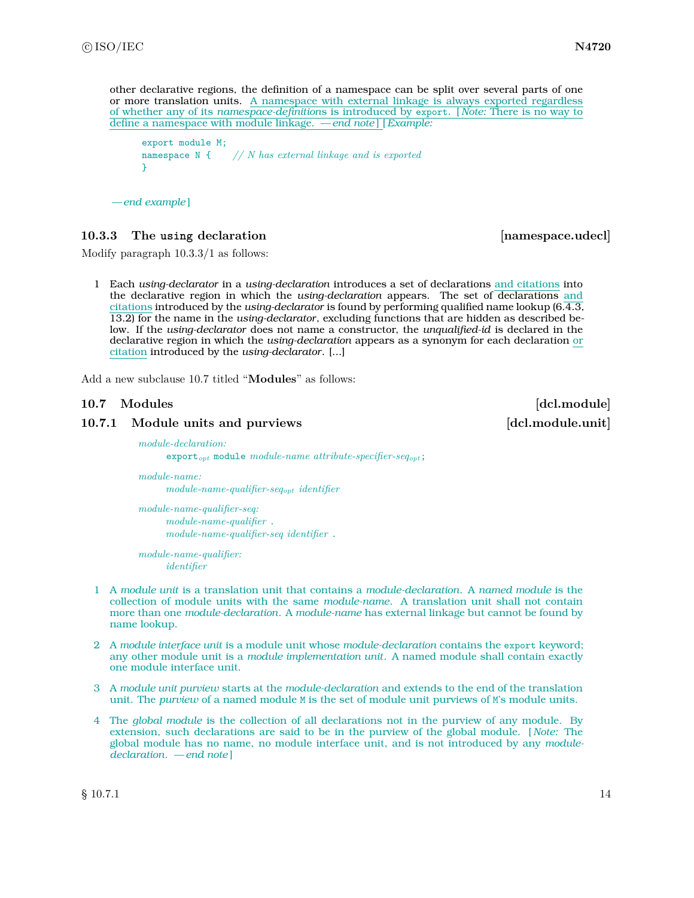other declarative regions, the definition of a namespace can be split over several parts of one or more translation units. A namespace with external linkage is always exported regardless of whether any of its *namespace-definition*s is introduced by `export`. [*Note:* There is no way to define a namespace with module linkage. — *end note*] [*Example:*

```
export module M;
namespace N {     // N has external linkage and is exported
}
```

— *end example*]

### 10.3.3 The `using` declaration [namespace.udecl]

Modify paragraph 10.3.3/1 as follows:

1 Each *using-declarator* in a *using-declaration* introduces a set of declarations and citations into the declarative region in which the *using-declaration* appears. The set of declarations and citations introduced by the *using-declarator* is found by performing qualified name lookup (6.4.3, 13.2) for the name in the *using-declarator*, excluding functions that are hidden as described below. If the *using-declarator* does not name a constructor, the *unqualified-id* is declared in the declarative region in which the *using-declaration* appears as a synonym for each declaration or citation introduced by the *using-declarator*. [...]

Add a new subclause 10.7 titled "**Modules**" as follows:

## 10.7 Modules [dcl.module]

### 10.7.1 Module units and purviews [dcl.module.unit]

*module-declaration:*
  `export`*opt* `module` *module-name attribute-specifier-seqopt* `;`

*module-name:*
  *module-name-qualifier-seqopt identifier*

*module-name-qualifier-seq:*
  *module-name-qualifier* `.`
  *module-name-qualifier-seq identifier* `.`

*module-name-qualifier:*
  *identifier*

1 A *module unit* is a translation unit that contains a *module-declaration*. A *named module* is the collection of module units with the same *module-name*. A translation unit shall not contain more than one *module-declaration*. A *module-name* has external linkage but cannot be found by name lookup.

2 A *module interface unit* is a module unit whose *module-declaration* contains the `export` keyword; any other module unit is a *module implementation unit*. A named module shall contain exactly one module interface unit.

3 A *module unit purview* starts at the *module-declaration* and extends to the end of the translation unit. The *purview* of a named module `M` is the set of module unit purviews of `M`'s module units.

4 The *global module* is the collection of all declarations not in the purview of any module. By extension, such declarations are said to be in the purview of the global module. [*Note:* The global module has no name, no module interface unit, and is not introduced by any *module-declaration*. — *end note*]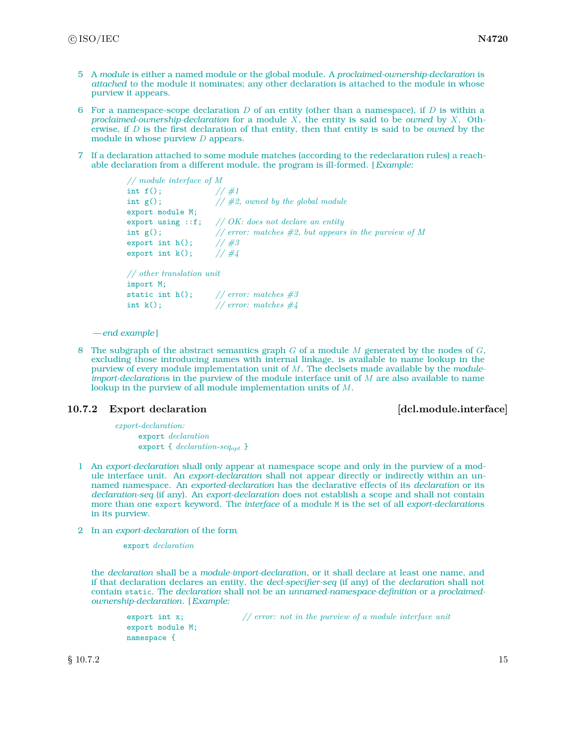5 A *module* is either a named module or the global module. A *proclaimed-ownership-declaration* is *attached* to the module it nominates; any other declaration is attached to the module in whose purview it appears.

6 For a namespace-scope declaration $D$ of an entity (other than a namespace), if $D$ is within a *proclaimed-ownership-declaration* for a module $X$, the entity is said to be *owned* by $X$. Otherwise, if $D$ is the first declaration of that entity, then that entity is said to be *owned* by the module in whose purview $D$ appears.

7 If a declaration attached to some module matches (according to the redeclaration rules) a reachable declaration from a different module, the program is ill-formed. [*Example:*

```
// module interface of M
int f();              // #1
int g();              // #2, owned by the global module
export module M;
export using ::f;     // OK: does not declare an entity
int g();              // error: matches #2, but appears in the purview of M
export int h();       // #3
export int k();       // #4

// other translation unit
import M;
static int h();       // error: matches #3
int k();              // error: matches #4
```

— *end example*]

8 The subgraph of the abstract semantics graph $G$ of a module $M$ generated by the nodes of $G$, excluding those introducing names with internal linkage, is available to name lookup in the purview of every module implementation unit of $M$. The declsets made available by the *module-import-declarations* in the purview of the module interface unit of $M$ are also available to name lookup in the purview of all module implementation units of $M$.

### 10.7.2 Export declaration [dcl.module.interface]

*export-declaration:*
  `export` *declaration*
  `export {` *declaration-seq$_{opt}$* `}`

1 An *export-declaration* shall only appear at namespace scope and only in the purview of a module interface unit. An *export-declaration* shall not appear directly or indirectly within an unnamed namespace. An *exported-declaration* has the declarative effects of its *declaration* or its *declaration-seq* (if any). An *export-declaration* does not establish a scope and shall not contain more than one `export` keyword. The *interface* of a module `M` is the set of all *export-declarations* in its purview.

2 In an *export-declaration* of the form

  `export` *declaration*

the *declaration* shall be a *module-import-declaration*, or it shall declare at least one name, and if that declaration declares an entity, the *decl-specifier-seq* (if any) of the *declaration* shall not contain `static`. The *declaration* shall not be an *unnamed-namespace-definition* or a *proclaimed-ownership-declaration*. [*Example:*

```
export int x;                // error: not in the purview of a module interface unit
export module M;
namespace {
```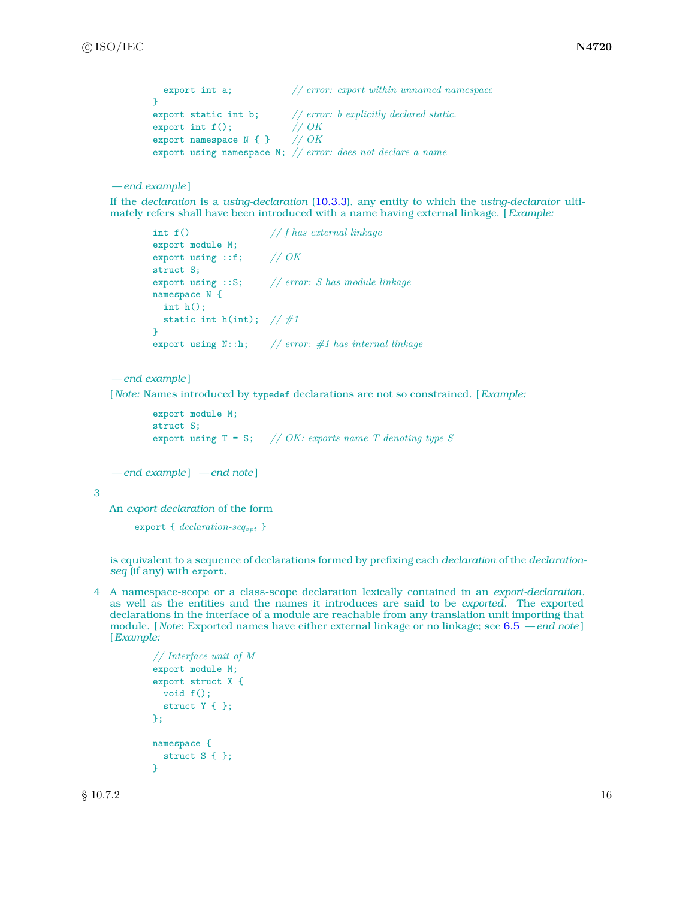```
  export int a;            // error: export within unnamed namespace
}
export static int b;       // error: b explicitly declared static.
export int f();            // OK
export namespace N { }     // OK
export using namespace N;  // error: does not declare a name
```

*— end example*]

If the *declaration* is a *using-declaration* (10.3.3), any entity to which the *using-declarator* ultimately refers shall have been introduced with a name having external linkage. [*Example:*

```
int f()                 // f has external linkage
export module M;
export using ::f;       // OK
struct S;
export using ::S;       // error: S has module linkage
namespace N {
  int h();
  static int h(int);    // #1
}
export using N::h;      // error: #1 has internal linkage
```

*— end example*]

[*Note:* Names introduced by `typedef` declarations are not so constrained. [*Example:*

```
export module M;
struct S;
export using T = S;   // OK: exports name T denoting type S
```

*— end example*] *— end note*]

3

An *export-declaration* of the form

```
export { declaration-seq_opt }
```

is equivalent to a sequence of declarations formed by prefixing each *declaration* of the *declaration-seq* (if any) with `export`.

4 A namespace-scope or a class-scope declaration lexically contained in an *export-declaration*, as well as the entities and the names it introduces are said to be *exported*. The exported declarations in the interface of a module are reachable from any translation unit importing that module. [*Note:* Exported names have either external linkage or no linkage; see 6.5 *— end note*] [*Example:*

```
// Interface unit of M
export module M;
export struct X {
  void f();
  struct Y { };
};

namespace {
  struct S { };
}
```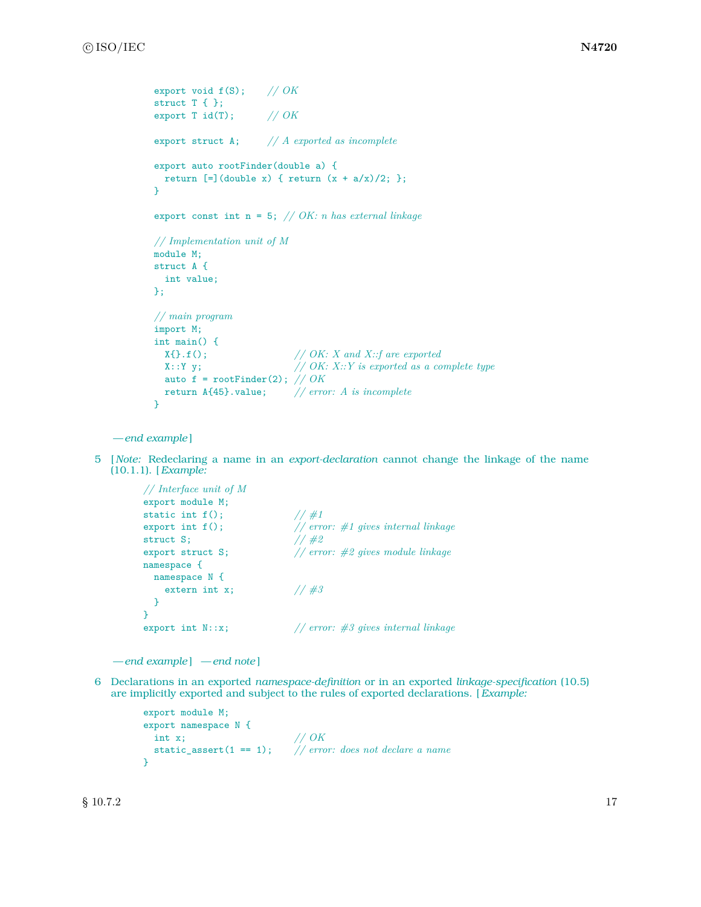```
export void f(S);    // OK
struct T { };
export T id(T);      // OK

export struct A;     // A exported as incomplete

export auto rootFinder(double a) {
  return [=](double x) { return (x + a/x)/2; };
}

export const int n = 5; // OK: n has external linkage

// Implementation unit of M
module M;
struct A {
  int value;
};

// main program
import M;
int main() {
  X{}.f();                  // OK: X and X::f are exported
  X::Y y;                   // OK: X::Y is exported as a complete type
  auto f = rootFinder(2); // OK
  return A{45}.value;      // error: A is incomplete
}
```

— *end example*]

5 [*Note:* Redeclaring a name in an *export-declaration* cannot change the linkage of the name (10.1.1). [*Example:*

```
// Interface unit of M
export module M;
static int f();              // #1
export int f();              // error: #1 gives internal linkage
struct S;                    // #2
export struct S;             // error: #2 gives module linkage
namespace {
  namespace N {
    extern int x;            // #3
  }
}
export int N::x;             // error: #3 gives internal linkage
```

— *end example*] — *end note*]

6 Declarations in an exported *namespace-definition* or in an exported *linkage-specification* (10.5) are implicitly exported and subject to the rules of exported declarations. [*Example:*

```
export module M;
export namespace N {
  int x;                     // OK
  static_assert(1 == 1);     // error: does not declare a name
}
```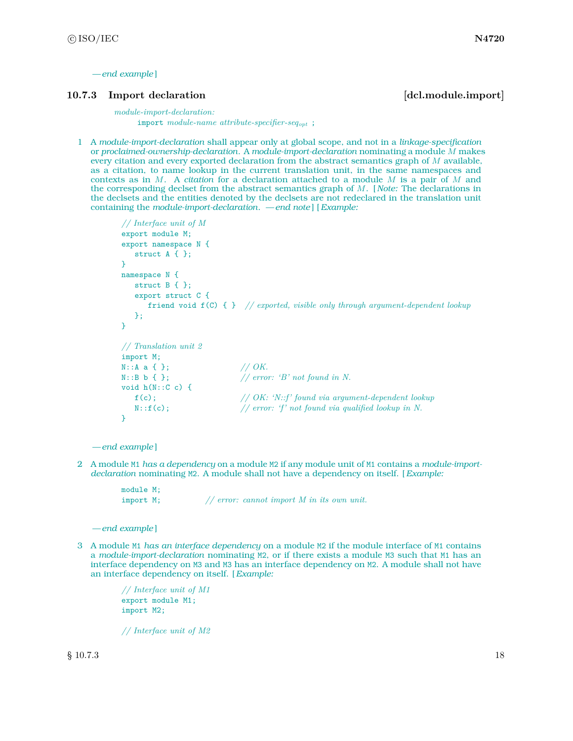— *end example*]

### 10.7.3 Import declaration [dcl.module.import]

*module-import-declaration:*
    `import` *module-name attribute-specifier-seq$_{opt}$* `;`

1 A *module-import-declaration* shall appear only at global scope, and not in a *linkage-specification* or *proclaimed-ownership-declaration*. A *module-import-declaration* nominating a module $M$ makes every citation and every exported declaration from the abstract semantics graph of $M$ available, as a citation, to name lookup in the current translation unit, in the same namespaces and contexts as in $M$. A *citation* for a declaration attached to a module $M$ is a pair of $M$ and the corresponding declset from the abstract semantics graph of $M$. [*Note:* The declarations in the declsets and the entities denoted by the declsets are not redeclared in the translation unit containing the *module-import-declaration*. — *end note*] [*Example:*

```
// Interface unit of M
export module M;
export namespace N {
   struct A { };
}
namespace N {
   struct B { };
   export struct C {
      friend void f(C) { }  // exported, visible only through argument-dependent lookup
   };
}

// Translation unit 2
import M;
N::A a { };                  // OK.
N::B b { };                  // error: 'B' not found in N.
void h(N::C c) {
   f(c);                     // OK: 'N::f' found via argument-dependent lookup
   N::f(c);                  // error: 'f' not found via qualified lookup in N.
}
```

— *end example*]

2 A module `M1` *has a dependency* on a module `M2` if any module unit of `M1` contains a *module-import-declaration* nominating `M2`. A module shall not have a dependency on itself. [*Example:*

```
module M;
import M;            // error: cannot import M in its own unit.
```

— *end example*]

3 A module `M1` *has an interface dependency* on a module `M2` if the module interface of `M1` contains a *module-import-declaration* nominating `M2`, or if there exists a module `M3` such that `M1` has an interface dependency on `M3` and `M3` has an interface dependency on `M2`. A module shall not have an interface dependency on itself. [*Example:*

```
// Interface unit of M1
export module M1;
import M2;

// Interface unit of M2
```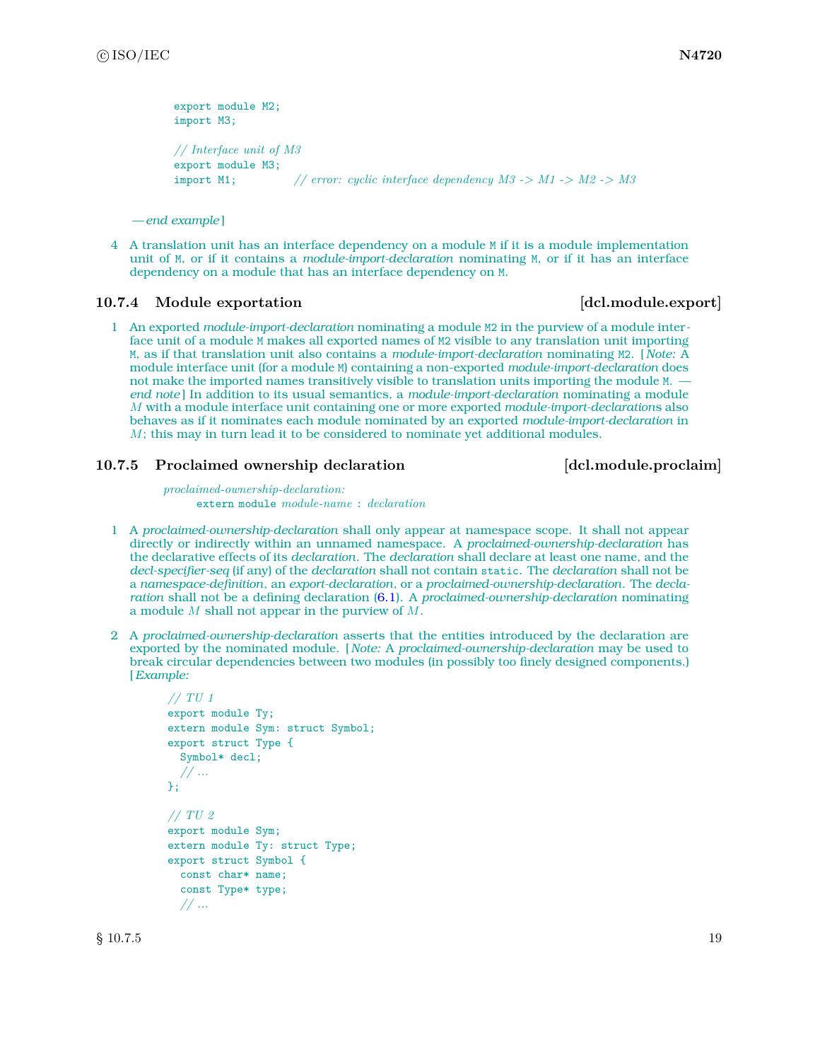```
export module M2;
import M3;

// Interface unit of M3
export module M3;
import M1;          // error: cyclic interface dependency M3 -> M1 -> M2 -> M3
```

*— end example* ]

4 A translation unit has an interface dependency on a module `M` if it is a module implementation unit of `M`, or if it contains a *module-import-declaration* nominating `M`, or if it has an interface dependency on a module that has an interface dependency on `M`.

### 10.7.4 Module exportation [dcl.module.export]

1 An exported *module-import-declaration* nominating a module `M2` in the purview of a module interface unit of a module `M` makes all exported names of `M2` visible to any translation unit importing `M`, as if that translation unit also contains a *module-import-declaration* nominating `M2`. [ *Note:* A module interface unit (for a module `M`) containing a non-exported *module-import-declaration* does not make the imported names transitively visible to translation units importing the module `M`. — *end note* ] In addition to its usual semantics, a *module-import-declaration* nominating a module *M* with a module interface unit containing one or more exported *module-import-declarations* also behaves as if it nominates each module nominated by an exported *module-import-declaration* in *M*; this may in turn lead it to be considered to nominate yet additional modules.

### 10.7.5 Proclaimed ownership declaration [dcl.module.proclaim]

*proclaimed-ownership-declaration:*
    `extern module` *module-name* `:` *declaration*

1 A *proclaimed-ownership-declaration* shall only appear at namespace scope. It shall not appear directly or indirectly within an unnamed namespace. A *proclaimed-ownership-declaration* has the declarative effects of its *declaration*. The *declaration* shall declare at least one name, and the *decl-specifier-seq* (if any) of the *declaration* shall not contain `static`. The *declaration* shall not be a *namespace-definition*, an *export-declaration*, or a *proclaimed-ownership-declaration*. The *declaration* shall not be a defining declaration (6.1). A *proclaimed-ownership-declaration* nominating a module *M* shall not appear in the purview of *M*.

2 A *proclaimed-ownership-declaration* asserts that the entities introduced by the declaration are exported by the nominated module. [ *Note:* A *proclaimed-ownership-declaration* may be used to break circular dependencies between two modules (in possibly too finely designed components.) [ *Example:*

```
// TU 1
export module Ty;
extern module Sym: struct Symbol;
export struct Type {
  Symbol* decl;
  // ...
};

// TU 2
export module Sym;
extern module Ty: struct Type;
export struct Symbol {
  const char* name;
  const Type* type;
  // ...
```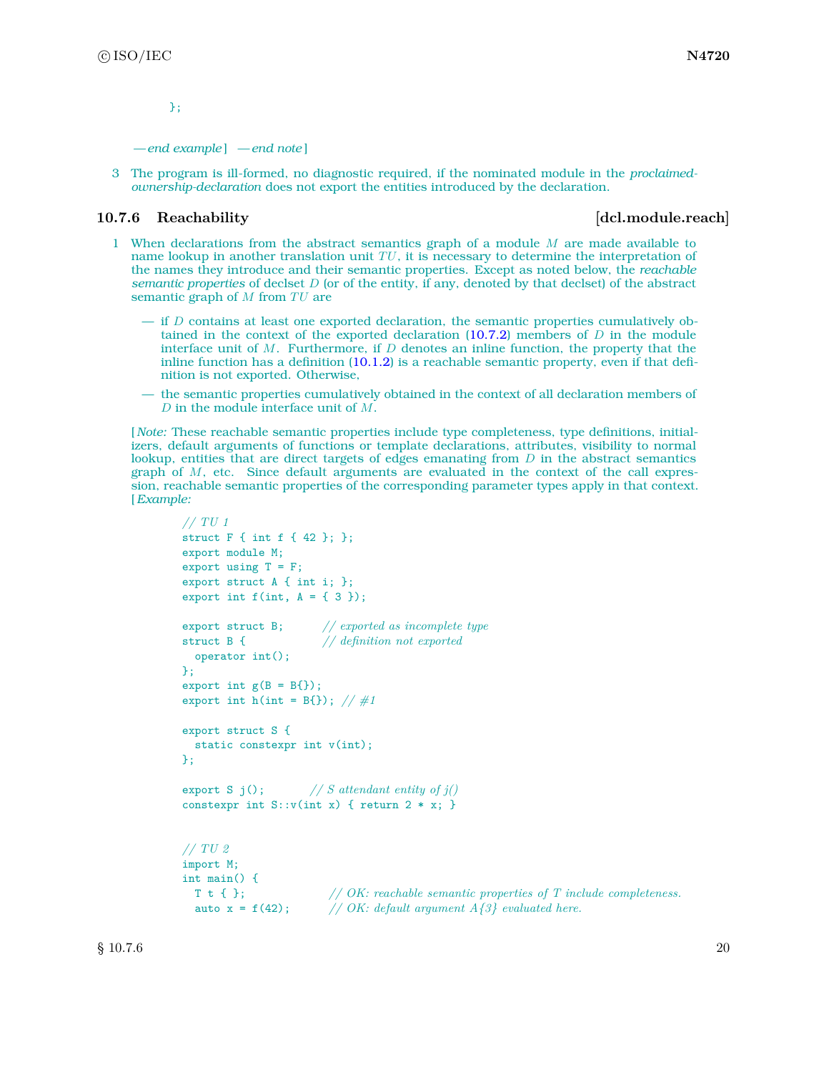```
};
```

*— end example* ] *— end note* ]

3 The program is ill-formed, no diagnostic required, if the nominated module in the *proclaimed-ownership-declaration* does not export the entities introduced by the declaration.

### 10.7.6 Reachability [dcl.module.reach]

1 When declarations from the abstract semantics graph of a module $M$ are made available to name lookup in another translation unit $TU$, it is necessary to determine the interpretation of the names they introduce and their semantic properties. Except as noted below, the *reachable semantic properties* of declset $D$ (or of the entity, if any, denoted by that declset) of the abstract semantic graph of $M$ from $TU$ are

— if $D$ contains at least one exported declaration, the semantic properties cumulatively obtained in the context of the exported declaration (10.7.2) members of $D$ in the module interface unit of $M$. Furthermore, if $D$ denotes an inline function, the property that the inline function has a definition (10.1.2) is a reachable semantic property, even if that definition is not exported. Otherwise,

— the semantic properties cumulatively obtained in the context of all declaration members of $D$ in the module interface unit of $M$.

[ *Note:* These reachable semantic properties include type completeness, type definitions, initializers, default arguments of functions or template declarations, attributes, visibility to normal lookup, entities that are direct targets of edges emanating from $D$ in the abstract semantics graph of $M$, etc. Since default arguments are evaluated in the context of the call expression, reachable semantic properties of the corresponding parameter types apply in that context. [ *Example:*

```
// TU 1
struct F { int f { 42 }; };
export module M;
export using T = F;
export struct A { int i; };
export int f(int, A = { 3 });

export struct B;        // exported as incomplete type
struct B {              // definition not exported
  operator int();
};
export int g(B = B{});
export int h(int = B{}); // #1

export struct S {
  static constexpr int v(int);
};

export S j();           // S attendant entity of j()
constexpr int S::v(int x) { return 2 * x; }


// TU 2
import M;
int main() {
  T t { };              // OK: reachable semantic properties of T include completeness.
  auto x = f(42);       // OK: default argument A{3} evaluated here.
```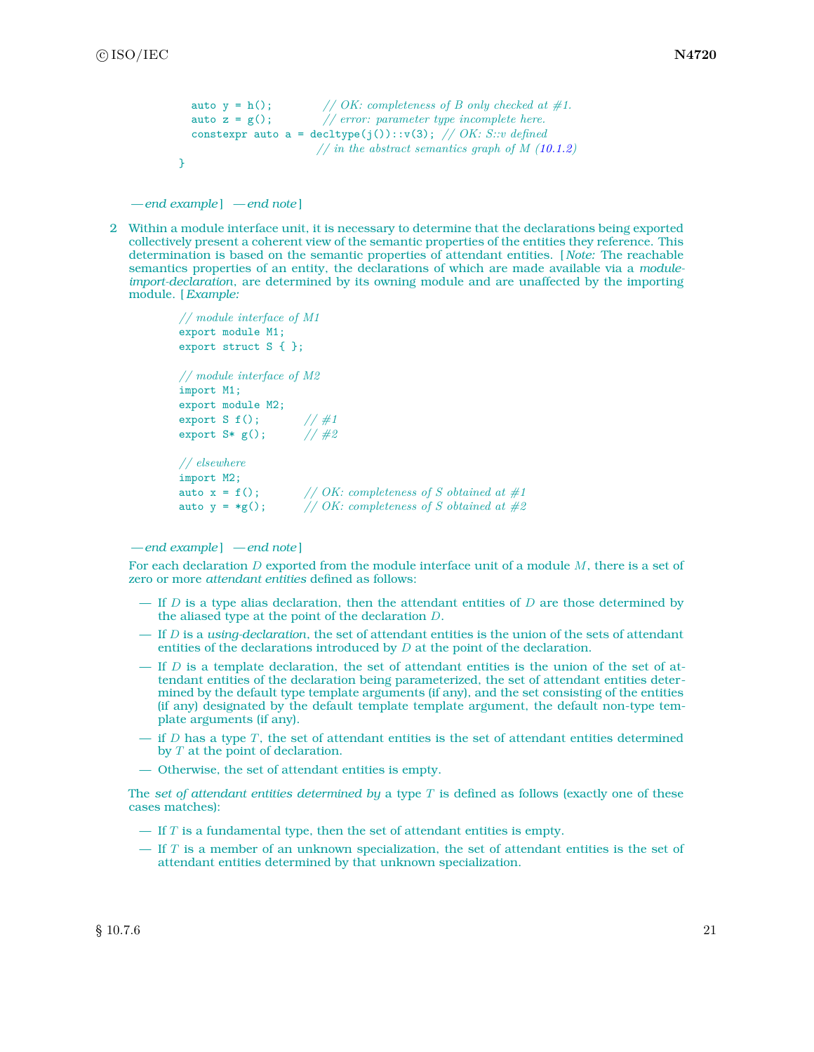```
  auto y = h();          // OK: completeness of B only checked at #1.
  auto z = g();          // error: parameter type incomplete here.
  constexpr auto a = decltype(j())::v(3); // OK: S::v defined
                         // in the abstract semantics graph of M (10.1.2)
}
```

*— end example* ] *— end note* ]

2 Within a module interface unit, it is necessary to determine that the declarations being exported collectively present a coherent view of the semantic properties of the entities they reference. This determination is based on the semantic properties of attendant entities. [ *Note:* The reachable semantics properties of an entity, the declarations of which are made available via a *module-import-declaration*, are determined by its owning module and are unaffected by the importing module. [ *Example:*

```
// module interface of M1
export module M1;
export struct S { };

// module interface of M2
import M1;
export module M2;
export S f();        // #1
export S* g();       // #2

// elsewhere
import M2;
auto x = f();        // OK: completeness of S obtained at #1
auto y = *g();       // OK: completeness of S obtained at #2
```

*— end example* ] *— end note* ]

For each declaration $D$ exported from the module interface unit of a module $M$, there is a set of zero or more *attendant entities* defined as follows:

— If $D$ is a type alias declaration, then the attendant entities of $D$ are those determined by the aliased type at the point of the declaration $D$.

— If $D$ is a *using-declaration*, the set of attendant entities is the union of the sets of attendant entities of the declarations introduced by $D$ at the point of the declaration.

— If $D$ is a template declaration, the set of attendant entities is the union of the set of attendant entities of the declaration being parameterized, the set of attendant entities determined by the default type template arguments (if any), and the set consisting of the entities (if any) designated by the default template template argument, the default non-type template arguments (if any).

— if $D$ has a type $T$, the set of attendant entities is the set of attendant entities determined by $T$ at the point of declaration.

— Otherwise, the set of attendant entities is empty.

The *set of attendant entities determined by* a type $T$ is defined as follows (exactly one of these cases matches):

— If $T$ is a fundamental type, then the set of attendant entities is empty.

— If $T$ is a member of an unknown specialization, the set of attendant entities is the set of attendant entities determined by that unknown specialization.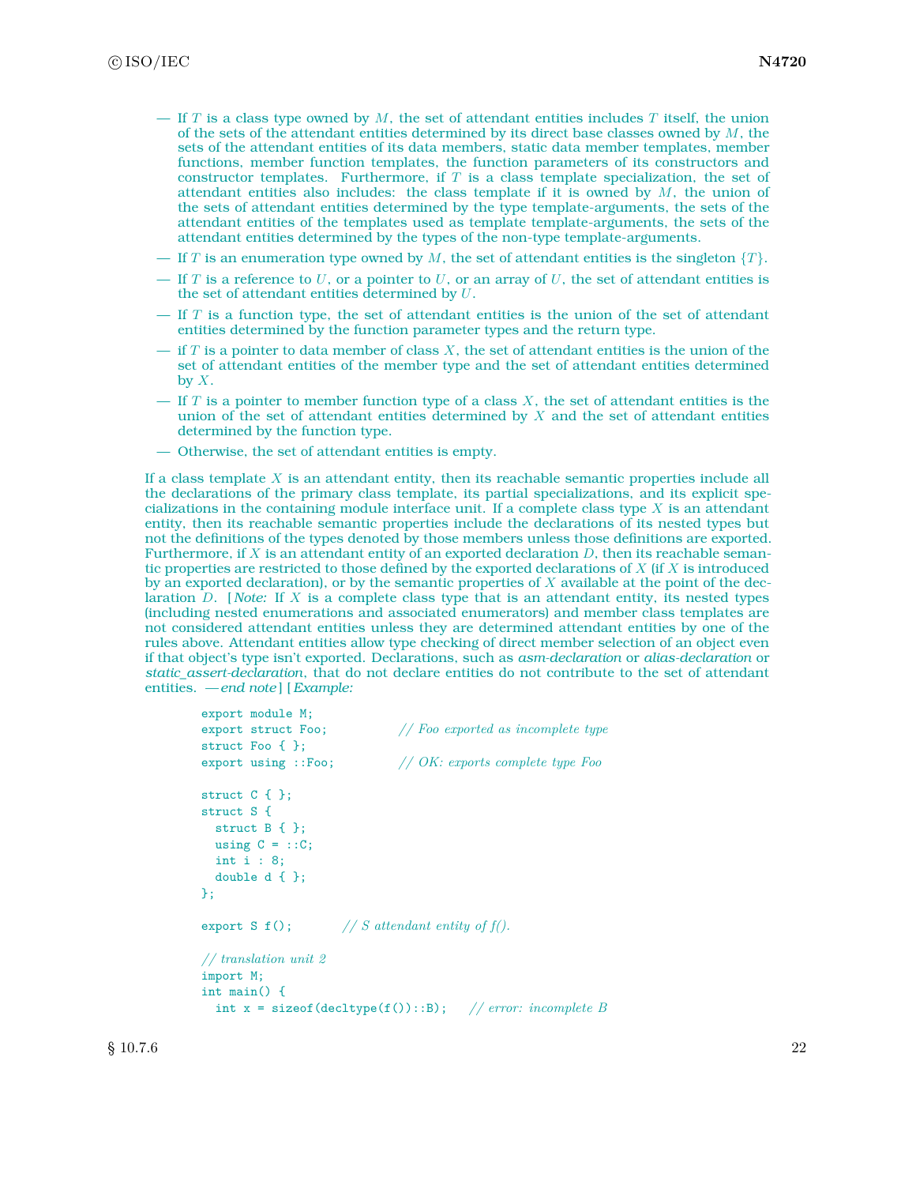- If $T$ is a class type owned by $M$, the set of attendant entities includes $T$ itself, the union of the sets of the attendant entities determined by its direct base classes owned by $M$, the sets of the attendant entities of its data members, static data member templates, member functions, member function templates, the function parameters of its constructors and constructor templates. Furthermore, if $T$ is a class template specialization, the set of attendant entities also includes: the class template if it is owned by $M$, the union of the sets of attendant entities determined by the type template-arguments, the sets of the attendant entities of the templates used as template template-arguments, the sets of the attendant entities determined by the types of the non-type template-arguments.
- If $T$ is an enumeration type owned by $M$, the set of attendant entities is the singleton $\{T\}$.
- If $T$ is a reference to $U$, or a pointer to $U$, or an array of $U$, the set of attendant entities is the set of attendant entities determined by $U$.
- If $T$ is a function type, the set of attendant entities is the union of the set of attendant entities determined by the function parameter types and the return type.
- if $T$ is a pointer to data member of class $X$, the set of attendant entities is the union of the set of attendant entities of the member type and the set of attendant entities determined by $X$.
- If $T$ is a pointer to member function type of a class $X$, the set of attendant entities is the union of the set of attendant entities determined by $X$ and the set of attendant entities determined by the function type.
- Otherwise, the set of attendant entities is empty.

If a class template $X$ is an attendant entity, then its reachable semantic properties include all the declarations of the primary class template, its partial specializations, and its explicit specializations in the containing module interface unit. If a complete class type $X$ is an attendant entity, then its reachable semantic properties include the declarations of its nested types but not the definitions of the types denoted by those members unless those definitions are exported. Furthermore, if $X$ is an attendant entity of an exported declaration $D$, then its reachable semantic properties are restricted to those defined by the exported declarations of $X$ (if $X$ is introduced by an exported declaration), or by the semantic properties of $X$ available at the point of the declaration $D$. [ *Note:* If $X$ is a complete class type that is an attendant entity, its nested types (including nested enumerations and associated enumerators) and member class templates are not considered attendant entities unless they are determined attendant entities by one of the rules above. Attendant entities allow type checking of direct member selection of an object even if that object's type isn't exported. Declarations, such as *asm-declaration* or *alias-declaration* or *static_assert-declaration*, that do not declare entities do not contribute to the set of attendant entities. — *end note* ] [ *Example:*

```
export module M;
export struct Foo;            // Foo exported as incomplete type
struct Foo { };
export using ::Foo;           // OK: exports complete type Foo

struct C { };
struct S {
  struct B { };
  using C = ::C;
  int i : 8;
  double d { };
};

export S f();        // S attendant entity of f().

// translation unit 2
import M;
int main() {
  int x = sizeof(decltype(f())::B);   // error: incomplete B
```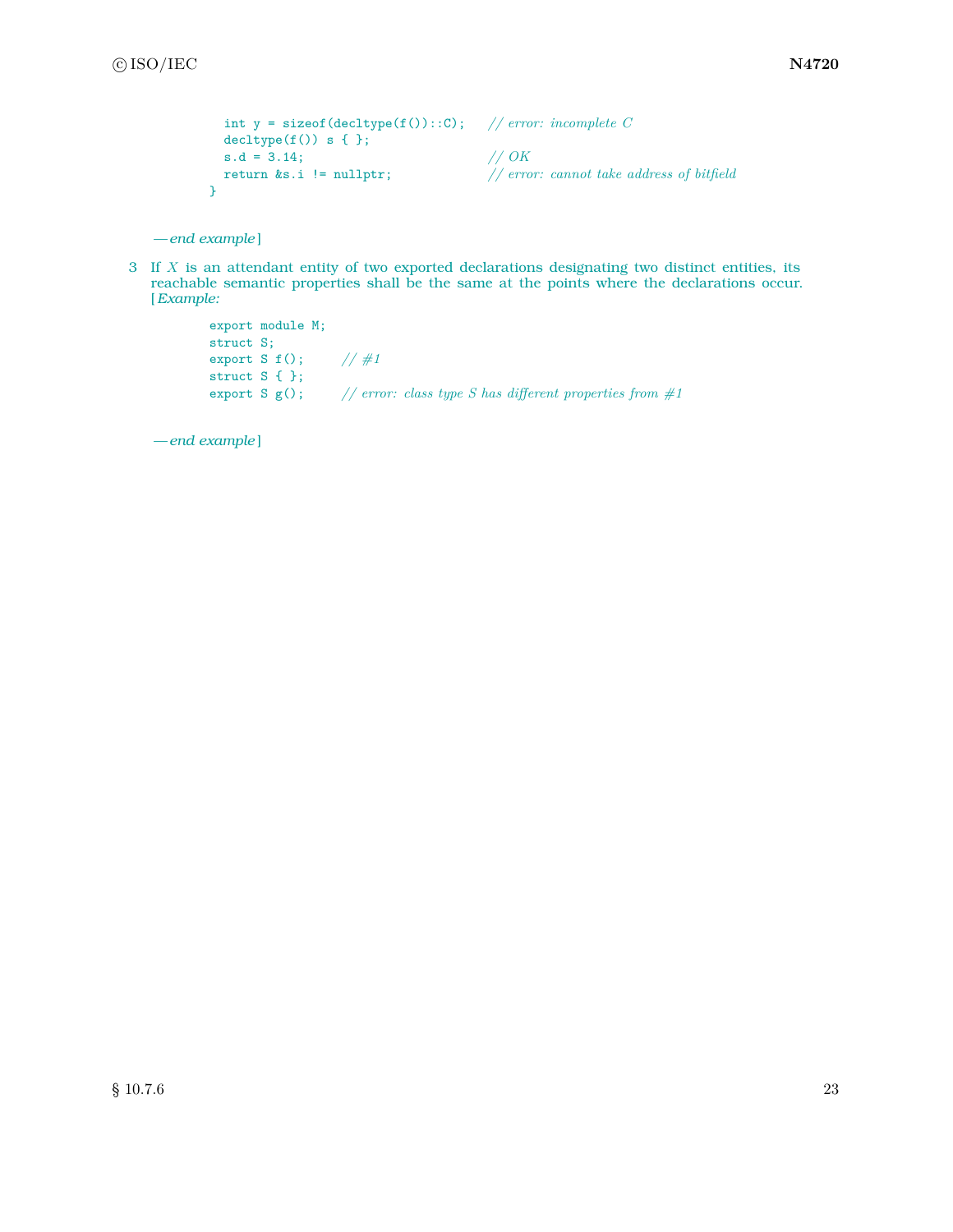```
  int y = sizeof(decltype(f())::C);   // error: incomplete C
  decltype(f()) s { };
  s.d = 3.14;                         // OK
  return &s.i != nullptr;             // error: cannot take address of bitfield
}
```

— *end example*]

3 If $X$ is an attendant entity of two exported declarations designating two distinct entities, its reachable semantic properties shall be the same at the points where the declarations occur. [*Example:*

```
export module M;
struct S;
export S f();     // #1
struct S { };
export S g();     // error: class type S has different properties from #1
```

— *end example*]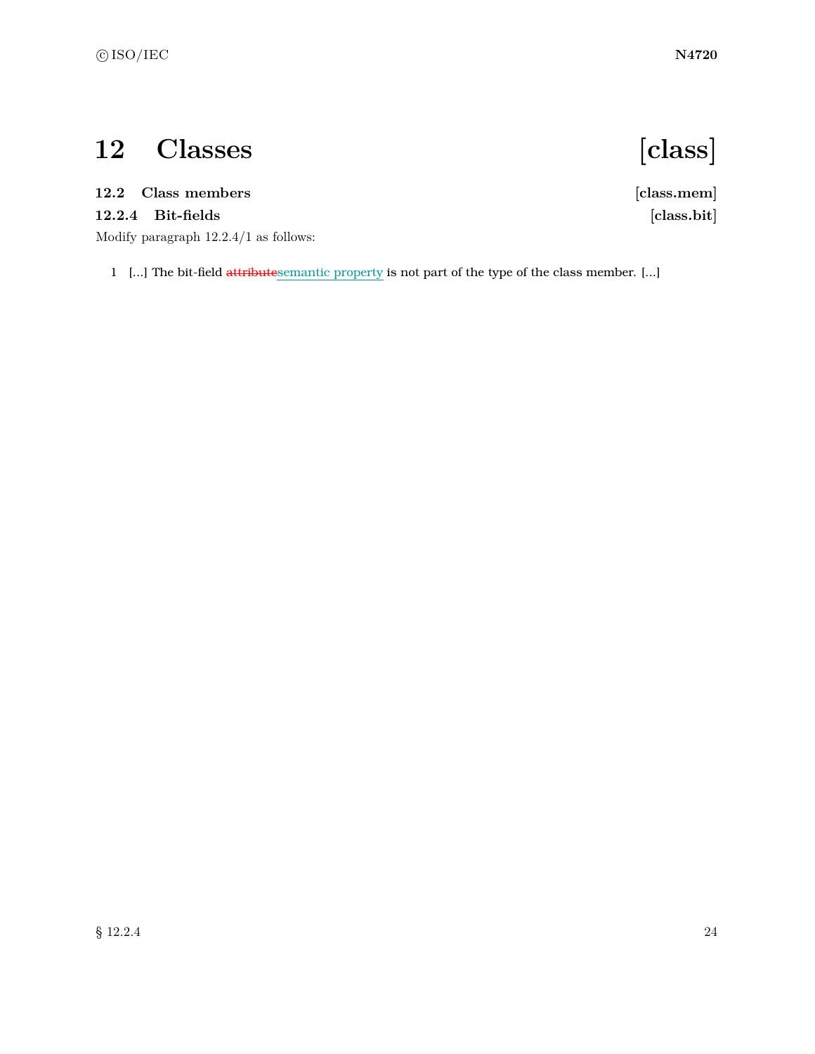# 12 Classes [class]

## 12.2 Class members [class.mem]

### 12.2.4 Bit-fields [class.bit]

Modify paragraph 12.2.4/1 as follows:

1 [...] The bit-field ~~attribute~~semantic property is not part of the type of the class member. [...]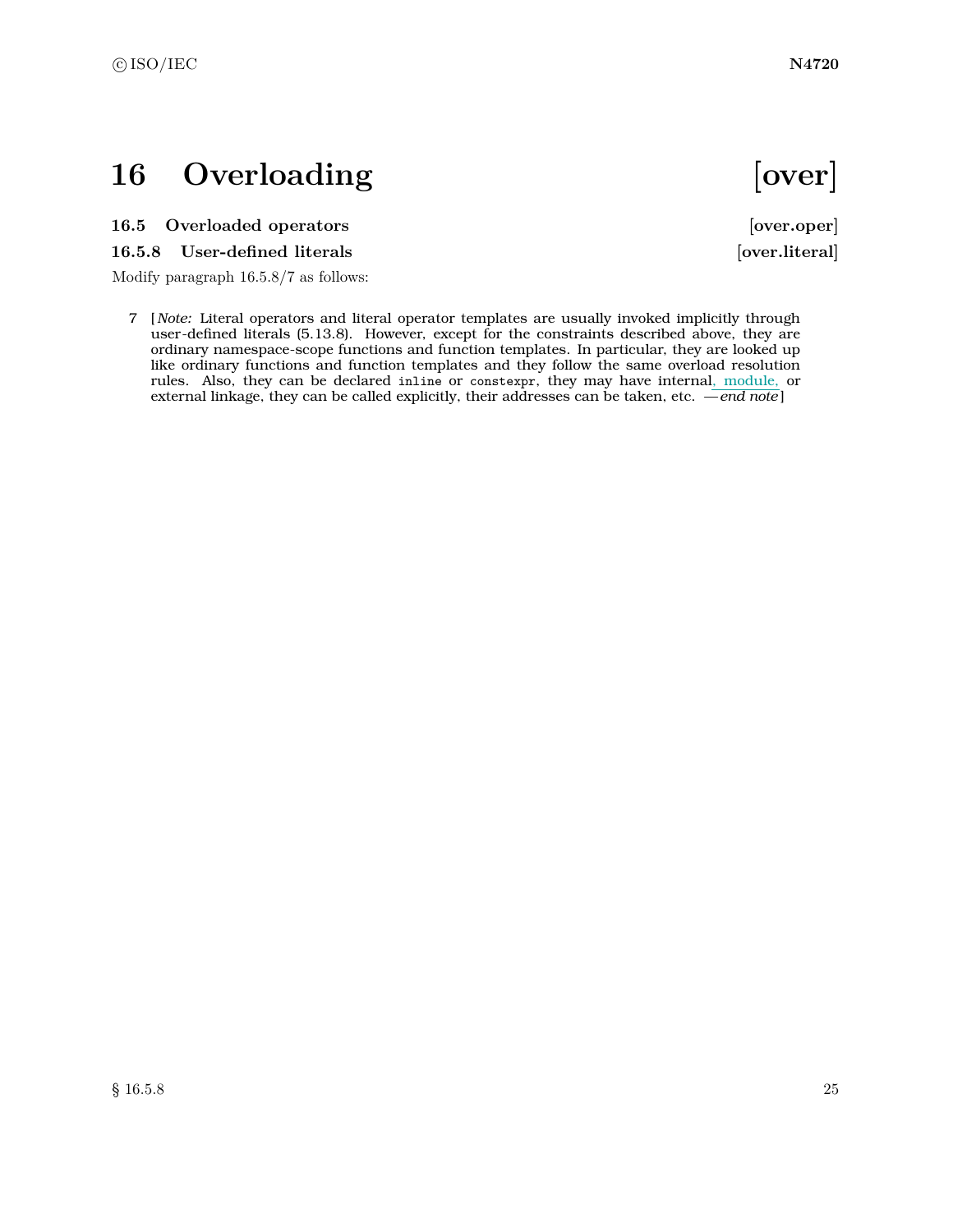# 16 Overloading [over]

### 16.5 Overloaded operators [over.oper]

### 16.5.8 User-defined literals [over.literal]

Modify paragraph 16.5.8/7 as follows:

7 [ *Note:* Literal operators and literal operator templates are usually invoked implicitly through user-defined literals (5.13.8). However, except for the constraints described above, they are ordinary namespace-scope functions and function templates. In particular, they are looked up like ordinary functions and function templates and they follow the same overload resolution rules. Also, they can be declared `inline` or `constexpr`, they may have internal, module, or external linkage, they can be called explicitly, their addresses can be taken, etc. — *end note* ]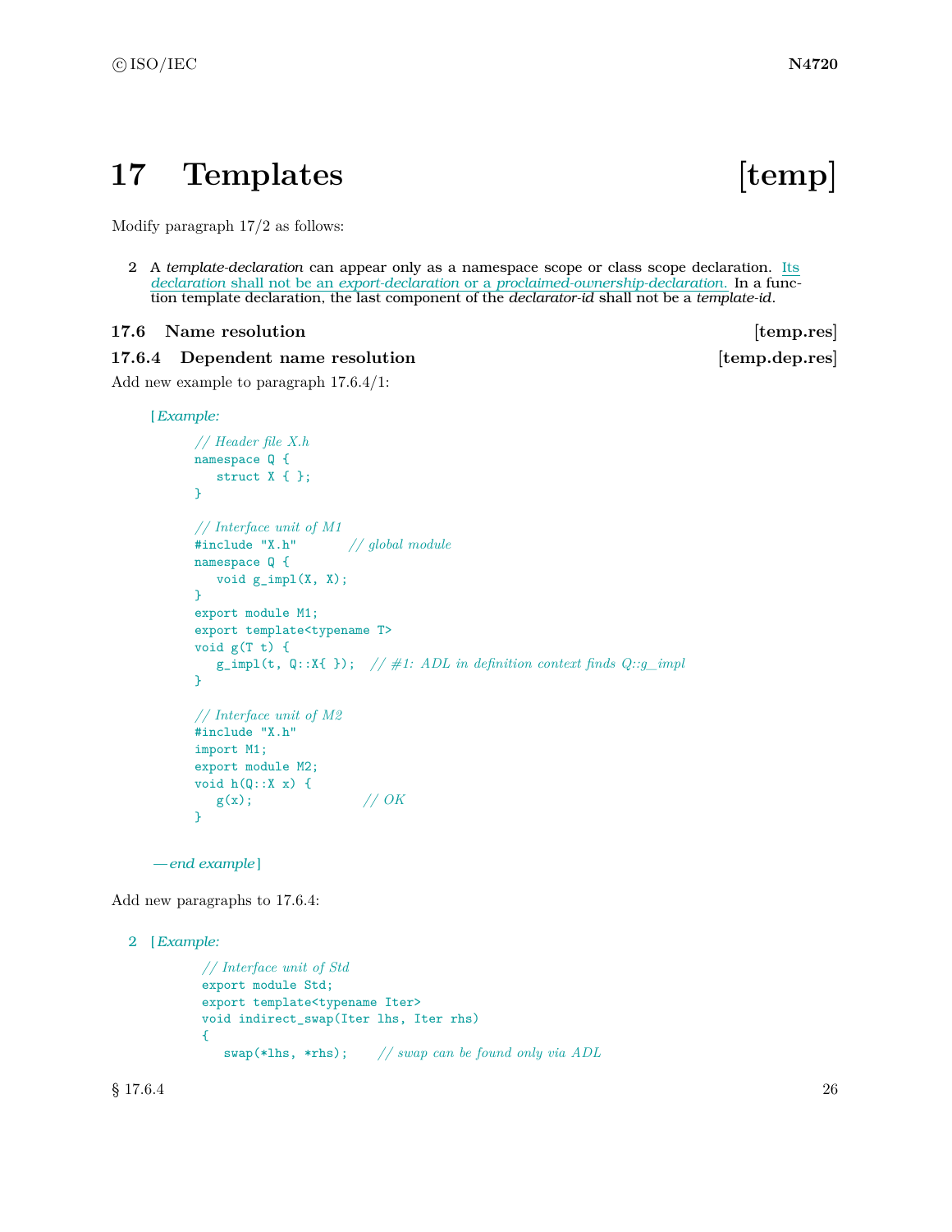# 17 Templates [temp]

Modify paragraph 17/2 as follows:

2 A *template-declaration* can appear only as a namespace scope or class scope declaration. Its *declaration* shall not be an *export-declaration* or a *proclaimed-ownership-declaration*. In a function template declaration, the last component of the *declarator-id* shall not be a *template-id*.

## 17.6 Name resolution [temp.res]

### 17.6.4 Dependent name resolution [temp.dep.res]

Add new example to paragraph 17.6.4/1:

[*Example:*

```
// Header file X.h
namespace Q {
   struct X { };
}

// Interface unit of M1
#include "X.h"        // global module
namespace Q {
   void g_impl(X, X);
}
export module M1;
export template<typename T>
void g(T t) {
   g_impl(t, Q::X{ });  // #1: ADL in definition context finds Q::g_impl
}

// Interface unit of M2
#include "X.h"
import M1;
export module M2;
void h(Q::X x) {
   g(x);                // OK
}
```

*— end example*]

Add new paragraphs to 17.6.4:

2 [*Example:*

```
// Interface unit of Std
export module Std;
export template<typename Iter>
void indirect_swap(Iter lhs, Iter rhs)
{
   swap(*lhs, *rhs);    // swap can be found only via ADL
```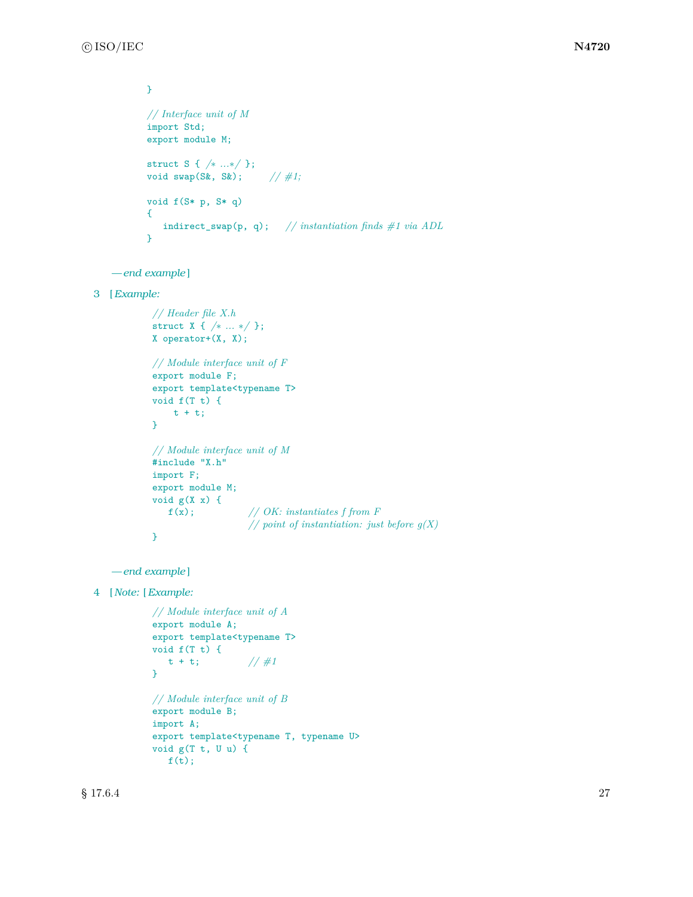```
}

// Interface unit of M
import Std;
export module M;

struct S { /* ...*/ };
void swap(S&, S&);     // #1;

void f(S* p, S* q)
{
   indirect_swap(p, q);   // instantiation finds #1 via ADL
}
```

— *end example*]

3 [*Example:*

```
// Header file X.h
struct X { /* ... */ };
X operator+(X, X);

// Module interface unit of F
export module F;
export template<typename T>
void f(T t) {
    t + t;
}

// Module interface unit of M
#include "X.h"
import F;
export module M;
void g(X x) {
   f(x);           // OK: instantiates f from F
                   // point of instantiation: just before g(X)
}
```

— *end example*]

4 [*Note:* [*Example:*

```
// Module interface unit of A
export module A;
export template<typename T>
void f(T t) {
   t + t;          // #1
}

// Module interface unit of B
export module B;
import A;
export template<typename T, typename U>
void g(T t, U u) {
   f(t);
```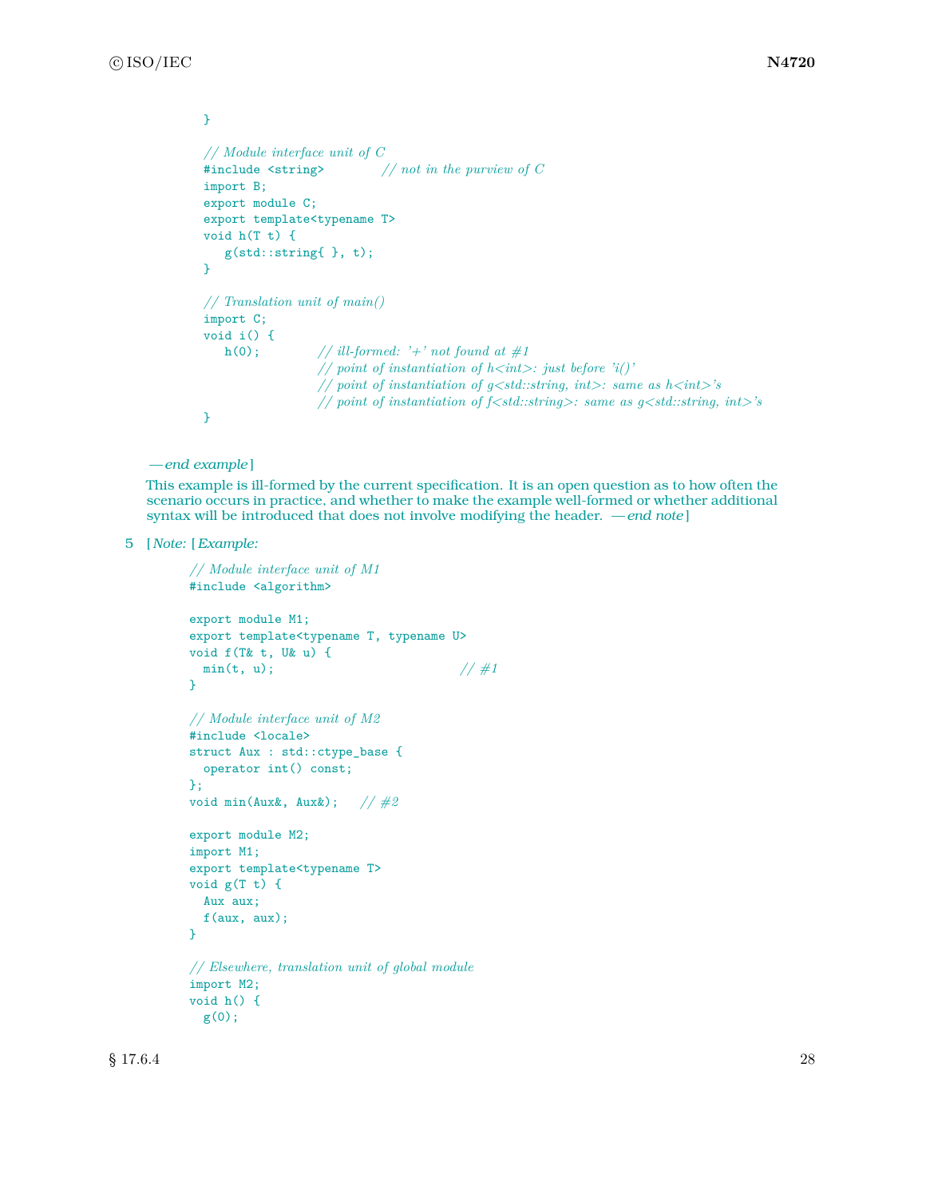```
}

// Module interface unit of C
#include <string>          // not in the purview of C
import B;
export module C;
export template<typename T>
void h(T t) {
   g(std::string{ }, t);
}

// Translation unit of main()
import C;
void i() {
   h(0);          // ill-formed: '+' not found at #1
                  // point of instantiation of h<int>: just before 'i()'
                  // point of instantiation of g<std::string, int>: same as h<int>'s
                  // point of instantiation of f<std::string>: same as g<std::string, int>'s
}
```

*— end example*]

This example is ill-formed by the current specification. It is an open question as to how often the scenario occurs in practice, and whether to make the example well-formed or whether additional syntax will be introduced that does not involve modifying the header. *— end note*]

5 [*Note:* [*Example:*

```
// Module interface unit of M1
#include <algorithm>

export module M1;
export template<typename T, typename U>
void f(T& t, U& u) {
  min(t, u);                          // #1
}

// Module interface unit of M2
#include <locale>
struct Aux : std::ctype_base {
  operator int() const;
};
void min(Aux&, Aux&);   // #2

export module M2;
import M1;
export template<typename T>
void g(T t) {
  Aux aux;
  f(aux, aux);
}

// Elsewhere, translation unit of global module
import M2;
void h() {
  g(0);
```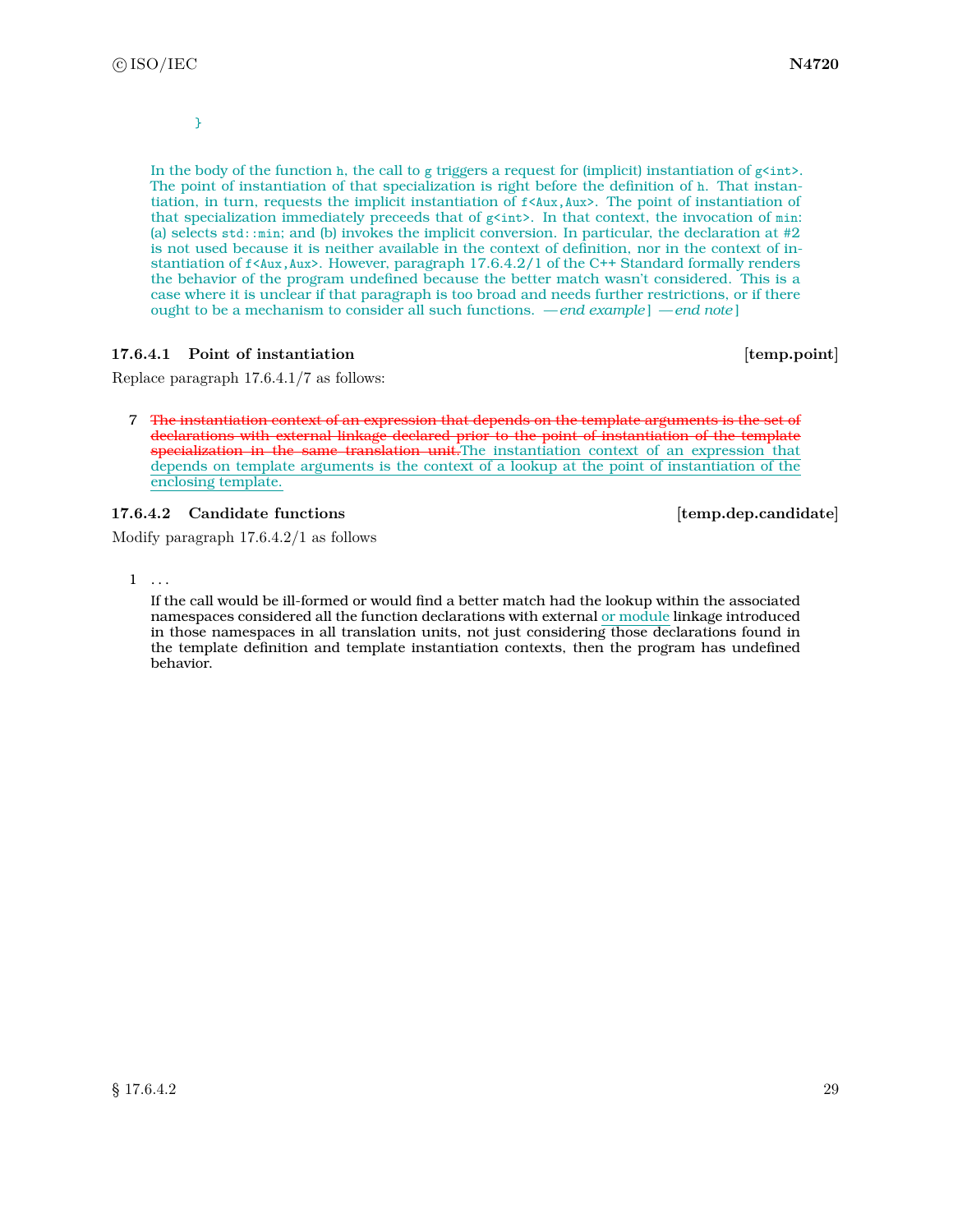```
}
```

In the body of the function `h`, the call to `g` triggers a request for (implicit) instantiation of `g<int>`. The point of instantiation of that specialization is right before the definition of `h`. That instantiation, in turn, requests the implicit instantiation of `f<Aux,Aux>`. The point of instantiation of that specialization immediately preceeds that of `g<int>`. In that context, the invocation of `min`: (a) selects `std::min`; and (b) invokes the implicit conversion. In particular, the declaration at #2 is not used because it is neither available in the context of definition, nor in the context of instantiation of `f<Aux,Aux>`. However, paragraph 17.6.4.2/1 of the C++ Standard formally renders the behavior of the program undefined because the better match wasn't considered. This is a case where it is unclear if that paragraph is too broad and needs further restrictions, or if there ought to be a mechanism to consider all such functions. *— end example* ] *— end note* ]

### 17.6.4.1 Point of instantiation [temp.point]

Replace paragraph 17.6.4.1/7 as follows:

7 ~~The instantiation context of an expression that depends on the template arguments is the set of declarations with external linkage declared prior to the point of instantiation of the template specialization in the same translation unit.~~The instantiation context of an expression that depends on template arguments is the context of a lookup at the point of instantiation of the enclosing template.

### 17.6.4.2 Candidate functions [temp.dep.candidate]

Modify paragraph 17.6.4.2/1 as follows

1 . . .

If the call would be ill-formed or would find a better match had the lookup within the associated namespaces considered all the function declarations with external or module linkage introduced in those namespaces in all translation units, not just considering those declarations found in the template definition and template instantiation contexts, then the program has undefined behavior.